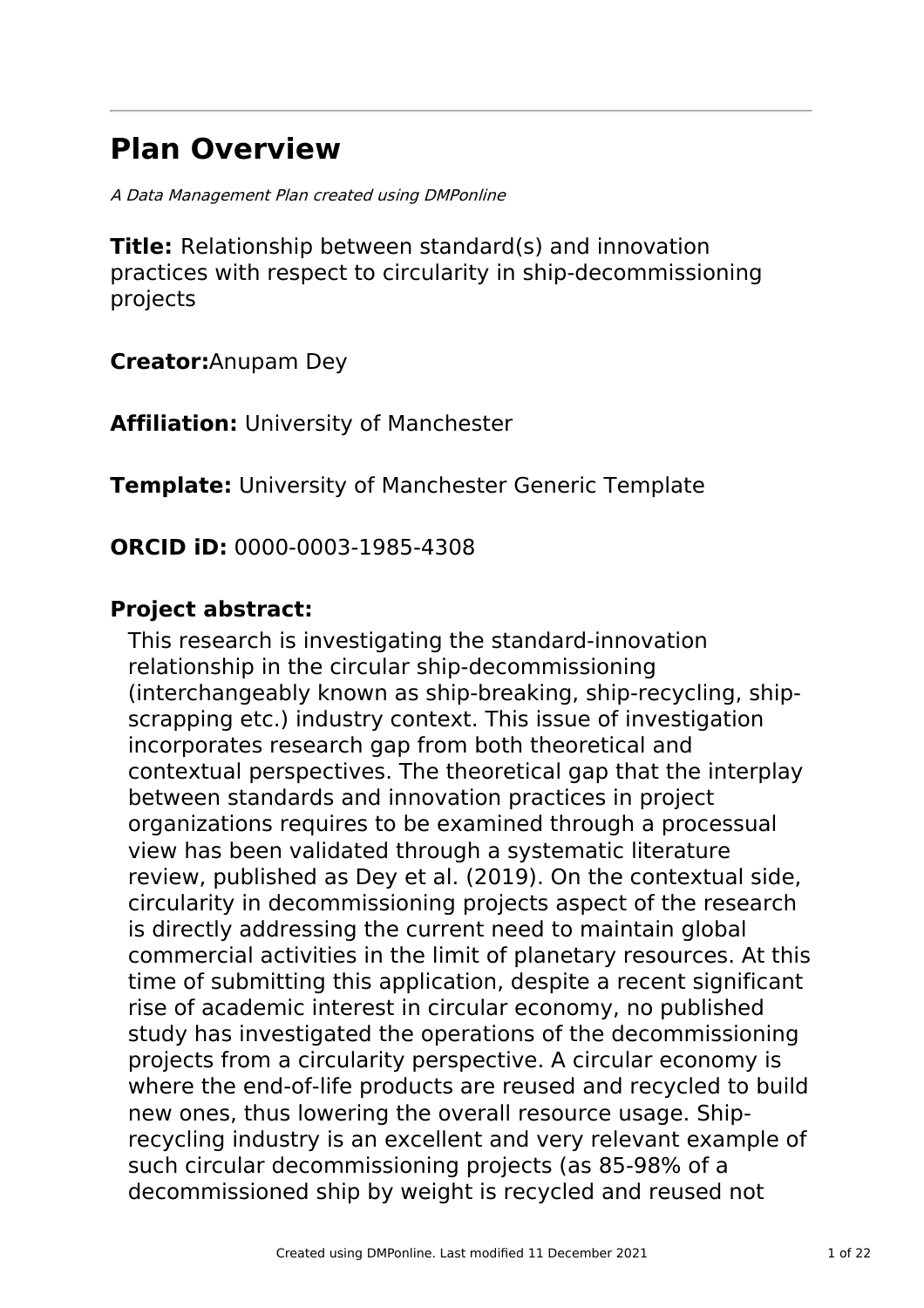# Plan Overview

*A Data Management Plan created using DMPonline*

**Title:** Relationship between standard(s) and innovation practices with respect to circularity in ship-decommissioning projects

**Creator:**Anupam Dey

**Affiliation:** University of Manchester

**Template:** University of Manchester Generic Template

**ORCID iD:** 0000-0003-1985-4308

**Project abstract:**

This research is investigating the standard-innovation relationship in the circular ship-decommissioning (interchangeably known as ship-breaking, ship-recycling, ship-scrapping etc.) industry context. This issue of investigation incorporates research gap from both theoretical and contextual perspectives. The theoretical gap that the interplay between standards and innovation practices in project organizations requires to be examined through a processual view has been validated through a systematic literature review, published as Dey et al. (2019). On the contextual side, circularity in decommissioning projects aspect of the research is directly addressing the current need to maintain global commercial activities in the limit of planetary resources. At this time of submitting this application, despite a recent significant rise of academic interest in circular economy, no published study has investigated the operations of the decommissioning projects from a circularity perspective. A circular economy is where the end-of-life products are reused and recycled to build new ones, thus lowering the overall resource usage. Ship-recycling industry is an excellent and very relevant example of such circular decommissioning projects (as 85-98% of a decommissioned ship by weight is recycled and reused not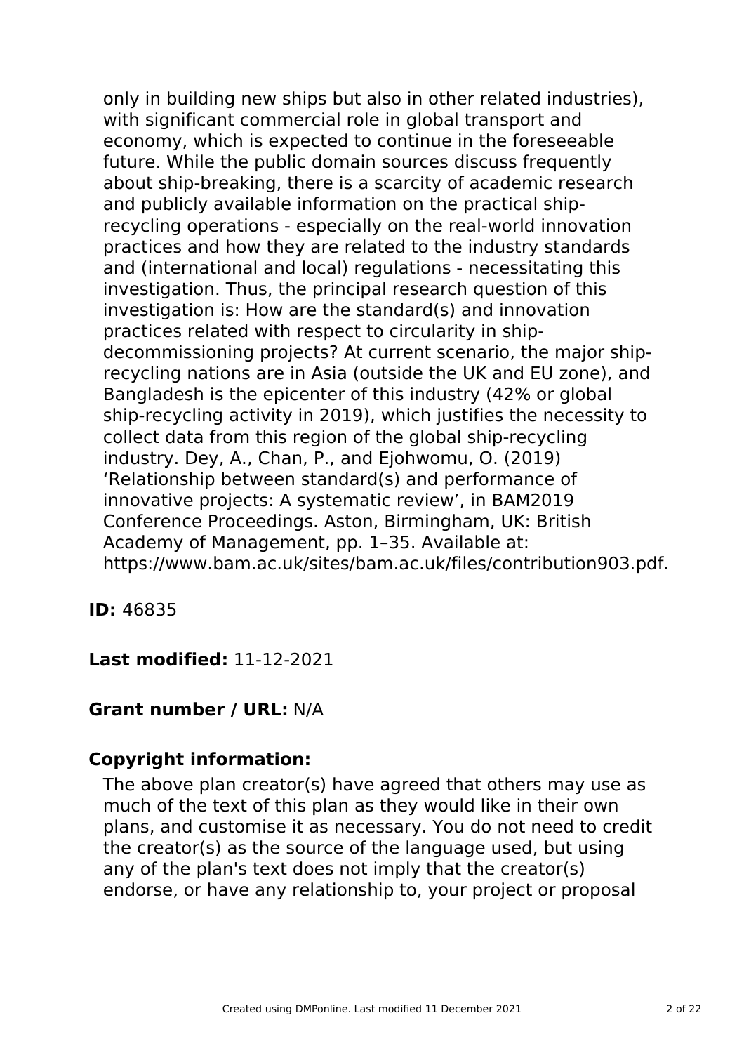only in building new ships but also in other related industries), with significant commercial role in global transport and economy, which is expected to continue in the foreseeable future. While the public domain sources discuss frequently about ship-breaking, there is a scarcity of academic research and publicly available information on the practical ship-recycling operations - especially on the real-world innovation practices and how they are related to the industry standards and (international and local) regulations - necessitating this investigation. Thus, the principal research question of this investigation is: How are the standard(s) and innovation practices related with respect to circularity in ship-decommissioning projects? At current scenario, the major ship-recycling nations are in Asia (outside the UK and EU zone), and Bangladesh is the epicenter of this industry (42% or global ship-recycling activity in 2019), which justifies the necessity to collect data from this region of the global ship-recycling industry. Dey, A., Chan, P., and Ejohwomu, O. (2019) 'Relationship between standard(s) and performance of innovative projects: A systematic review', in BAM2019 Conference Proceedings. Aston, Birmingham, UK: British Academy of Management, pp. 1–35. Available at: https://www.bam.ac.uk/sites/bam.ac.uk/files/contribution903.pdf.

**ID:** 46835

**Last modified:** 11-12-2021

**Grant number / URL:** N/A

**Copyright information:**

The above plan creator(s) have agreed that others may use as much of the text of this plan as they would like in their own plans, and customise it as necessary. You do not need to credit the creator(s) as the source of the language used, but using any of the plan's text does not imply that the creator(s) endorse, or have any relationship to, your project or proposal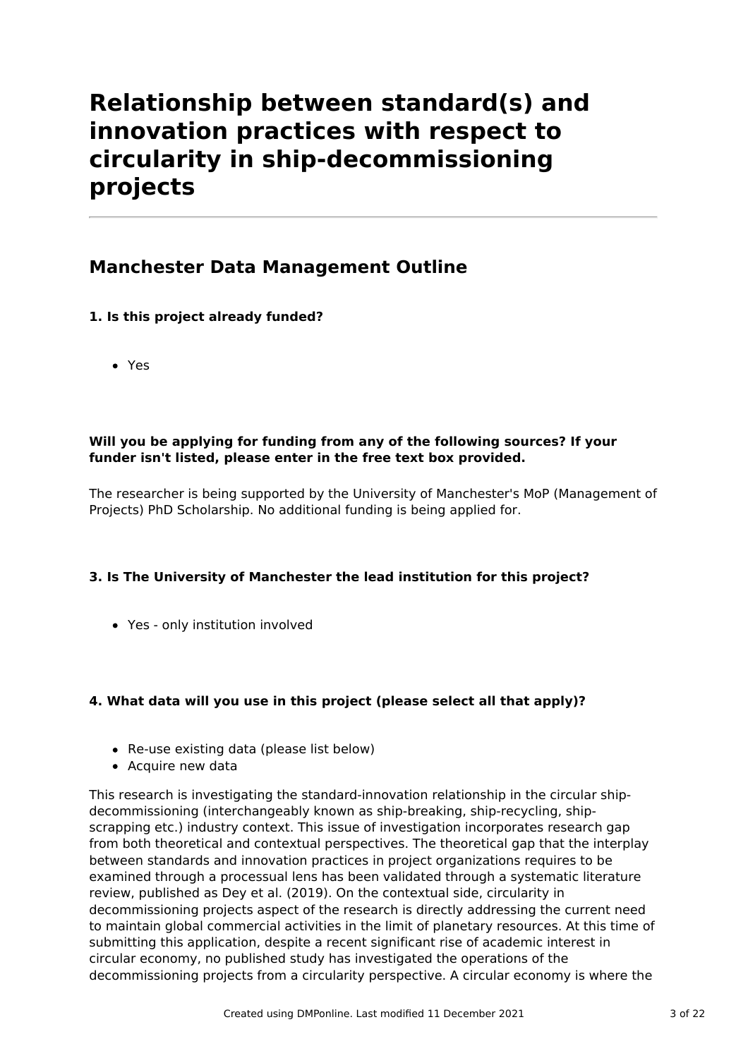# Relationship between standard(s) and innovation practices with respect to circularity in ship-decommissioning projects

## Manchester Data Management Outline

**1. Is this project already funded?**

- Yes

**Will you be applying for funding from any of the following sources? If your funder isn't listed, please enter in the free text box provided.**

The researcher is being supported by the University of Manchester's MoP (Management of Projects) PhD Scholarship. No additional funding is being applied for.

**3. Is The University of Manchester the lead institution for this project?**

- Yes - only institution involved

**4. What data will you use in this project (please select all that apply)?**

- Re-use existing data (please list below)
- Acquire new data

This research is investigating the standard-innovation relationship in the circular ship-decommissioning (interchangeably known as ship-breaking, ship-recycling, ship-scrapping etc.) industry context. This issue of investigation incorporates research gap from both theoretical and contextual perspectives. The theoretical gap that the interplay between standards and innovation practices in project organizations requires to be examined through a processual lens has been validated through a systematic literature review, published as Dey et al. (2019). On the contextual side, circularity in decommissioning projects aspect of the research is directly addressing the current need to maintain global commercial activities in the limit of planetary resources. At this time of submitting this application, despite a recent significant rise of academic interest in circular economy, no published study has investigated the operations of the decommissioning projects from a circularity perspective. A circular economy is where the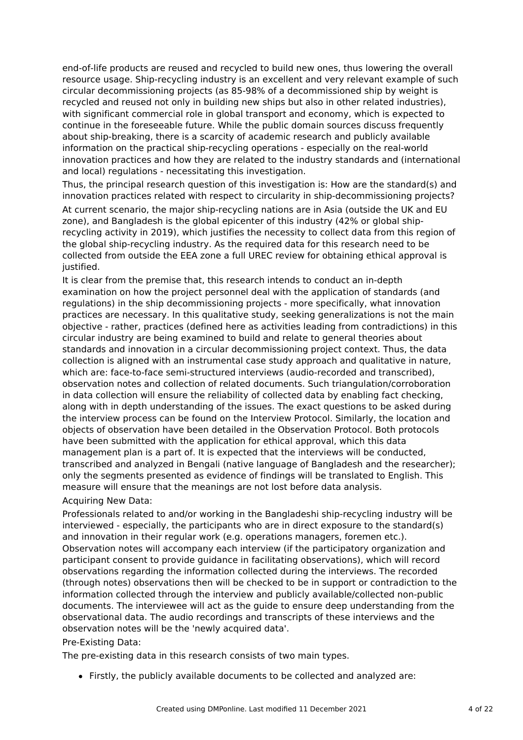end-of-life products are reused and recycled to build new ones, thus lowering the overall resource usage. Ship-recycling industry is an excellent and very relevant example of such circular decommissioning projects (as 85-98% of a decommissioned ship by weight is recycled and reused not only in building new ships but also in other related industries), with significant commercial role in global transport and economy, which is expected to continue in the foreseeable future. While the public domain sources discuss frequently about ship-breaking, there is a scarcity of academic research and publicly available information on the practical ship-recycling operations - especially on the real-world innovation practices and how they are related to the industry standards and (international and local) regulations - necessitating this investigation.

Thus, the principal research question of this investigation is: How are the standard(s) and innovation practices related with respect to circularity in ship-decommissioning projects?

At current scenario, the major ship-recycling nations are in Asia (outside the UK and EU zone), and Bangladesh is the global epicenter of this industry (42% or global ship-recycling activity in 2019), which justifies the necessity to collect data from this region of the global ship-recycling industry. As the required data for this research need to be collected from outside the EEA zone a full UREC review for obtaining ethical approval is justified.

It is clear from the premise that, this research intends to conduct an in-depth examination on how the project personnel deal with the application of standards (and regulations) in the ship decommissioning projects - more specifically, what innovation practices are necessary. In this qualitative study, seeking generalizations is not the main objective - rather, practices (defined here as activities leading from contradictions) in this circular industry are being examined to build and relate to general theories about standards and innovation in a circular decommissioning project context. Thus, the data collection is aligned with an instrumental case study approach and qualitative in nature, which are: face-to-face semi-structured interviews (audio-recorded and transcribed), observation notes and collection of related documents. Such triangulation/corroboration in data collection will ensure the reliability of collected data by enabling fact checking, along with in depth understanding of the issues. The exact questions to be asked during the interview process can be found on the Interview Protocol. Similarly, the location and objects of observation have been detailed in the Observation Protocol. Both protocols have been submitted with the application for ethical approval, which this data management plan is a part of. It is expected that the interviews will be conducted, transcribed and analyzed in Bengali (native language of Bangladesh and the researcher); only the segments presented as evidence of findings will be translated to English. This measure will ensure that the meanings are not lost before data analysis.

Acquiring New Data:

Professionals related to and/or working in the Bangladeshi ship-recycling industry will be interviewed - especially, the participants who are in direct exposure to the standard(s) and innovation in their regular work (e.g. operations managers, foremen etc.). Observation notes will accompany each interview (if the participatory organization and participant consent to provide guidance in facilitating observations), which will record observations regarding the information collected during the interviews. The recorded (through notes) observations then will be checked to be in support or contradiction to the information collected through the interview and publicly available/collected non-public documents. The interviewee will act as the guide to ensure deep understanding from the observational data. The audio recordings and transcripts of these interviews and the observation notes will be the 'newly acquired data'.

Pre-Existing Data:

The pre-existing data in this research consists of two main types.

- Firstly, the publicly available documents to be collected and analyzed are: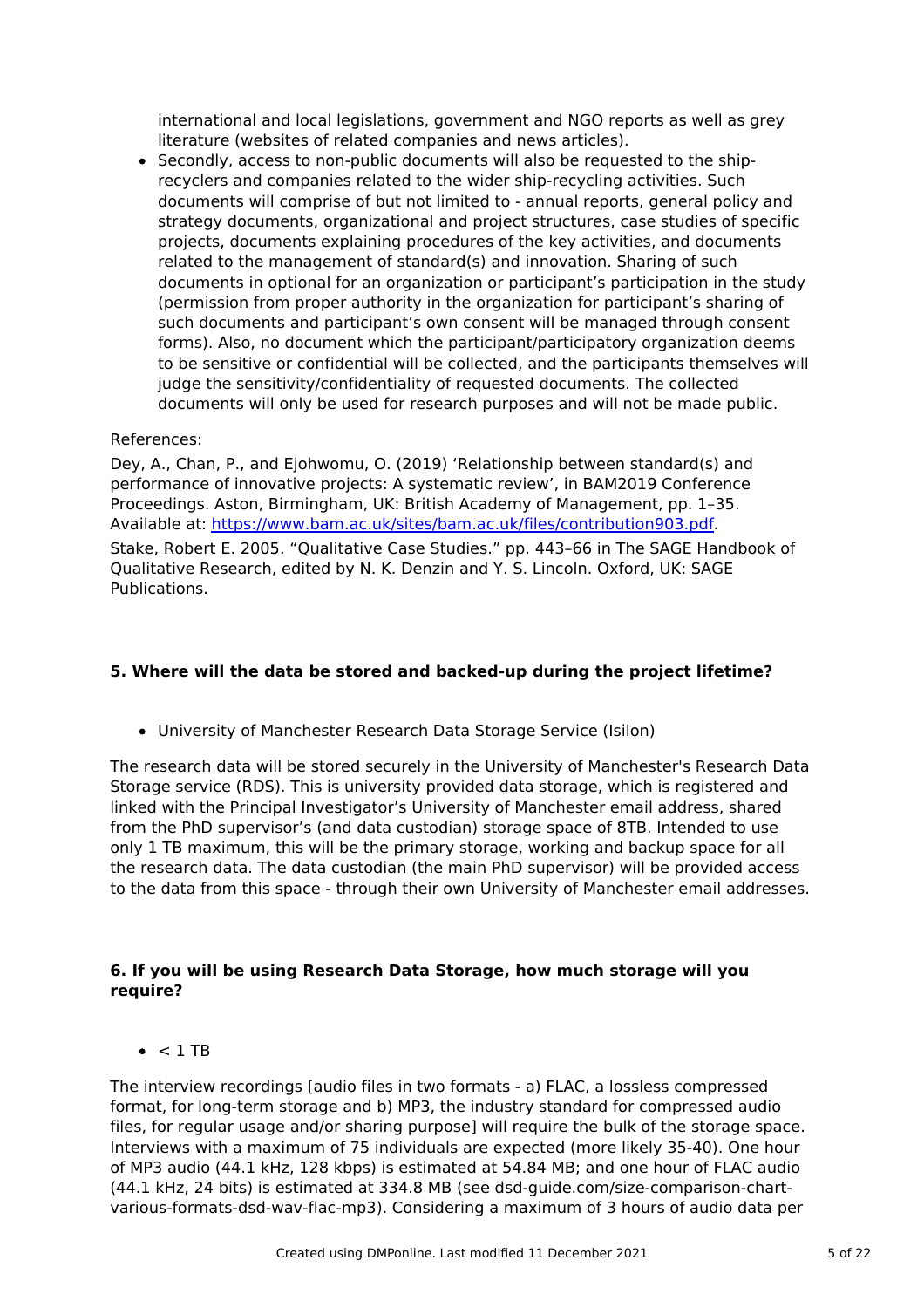international and local legislations, government and NGO reports as well as grey literature (websites of related companies and news articles).

- Secondly, access to non-public documents will also be requested to the ship-recyclers and companies related to the wider ship-recycling activities. Such documents will comprise of but not limited to - annual reports, general policy and strategy documents, organizational and project structures, case studies of specific projects, documents explaining procedures of the key activities, and documents related to the management of standard(s) and innovation. Sharing of such documents in optional for an organization or participant's participation in the study (permission from proper authority in the organization for participant's sharing of such documents and participant's own consent will be managed through consent forms). Also, no document which the participant/participatory organization deems to be sensitive or confidential will be collected, and the participants themselves will judge the sensitivity/confidentiality of requested documents. The collected documents will only be used for research purposes and will not be made public.

References:

Dey, A., Chan, P., and Ejohwomu, O. (2019) 'Relationship between standard(s) and performance of innovative projects: A systematic review', in BAM2019 Conference Proceedings. Aston, Birmingham, UK: British Academy of Management, pp. 1–35. Available at: https://www.bam.ac.uk/sites/bam.ac.uk/files/contribution903.pdf.

Stake, Robert E. 2005. "Qualitative Case Studies." pp. 443–66 in The SAGE Handbook of Qualitative Research, edited by N. K. Denzin and Y. S. Lincoln. Oxford, UK: SAGE Publications.

### 5. Where will the data be stored and backed-up during the project lifetime?

- University of Manchester Research Data Storage Service (Isilon)

The research data will be stored securely in the University of Manchester's Research Data Storage service (RDS). This is university provided data storage, which is registered and linked with the Principal Investigator's University of Manchester email address, shared from the PhD supervisor's (and data custodian) storage space of 8TB. Intended to use only 1 TB maximum, this will be the primary storage, working and backup space for all the research data. The data custodian (the main PhD supervisor) will be provided access to the data from this space - through their own University of Manchester email addresses.

### 6. If you will be using Research Data Storage, how much storage will you require?

- < 1 TB

The interview recordings [audio files in two formats - a) FLAC, a lossless compressed format, for long-term storage and b) MP3, the industry standard for compressed audio files, for regular usage and/or sharing purpose] will require the bulk of the storage space. Interviews with a maximum of 75 individuals are expected (more likely 35-40). One hour of MP3 audio (44.1 kHz, 128 kbps) is estimated at 54.84 MB; and one hour of FLAC audio (44.1 kHz, 24 bits) is estimated at 334.8 MB (see dsd-guide.com/size-comparison-chart-various-formats-dsd-wav-flac-mp3). Considering a maximum of 3 hours of audio data per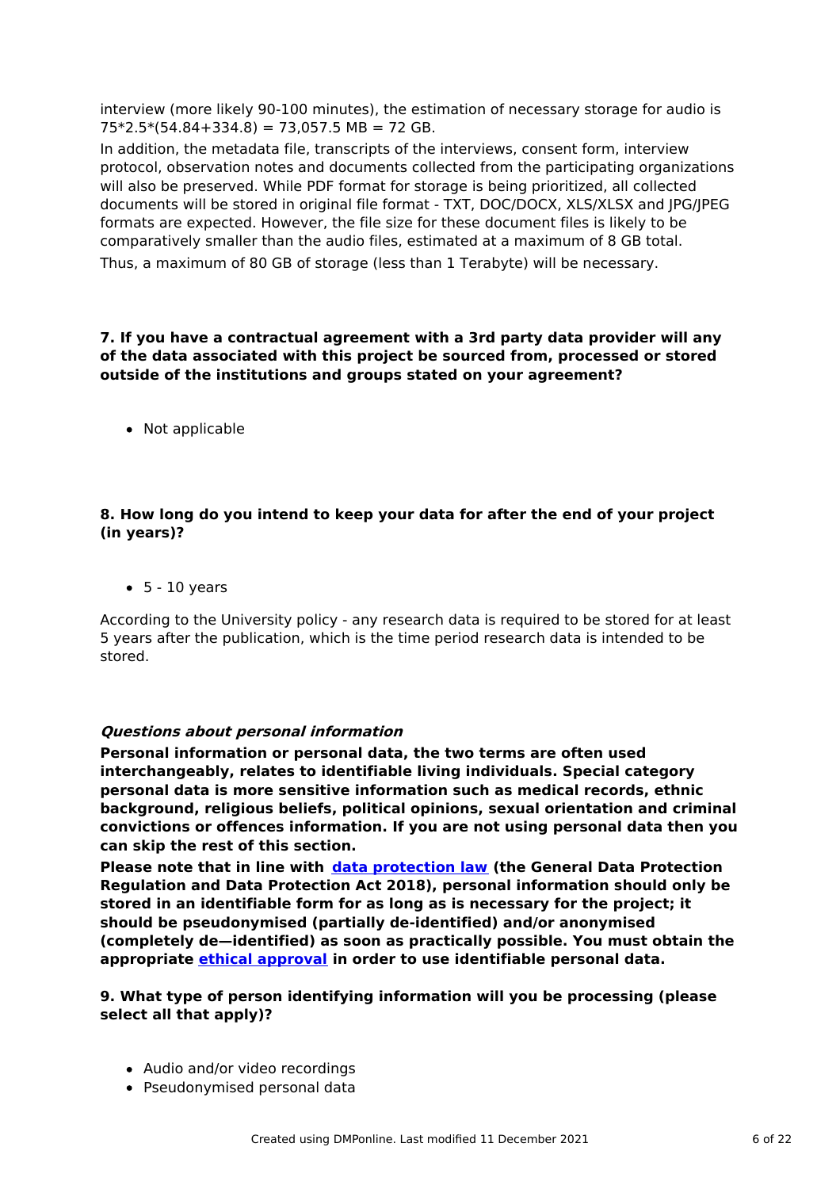interview (more likely 90-100 minutes), the estimation of necessary storage for audio is $75*2.5*(54.84+334.8) = 73,057.5$ MB = 72 GB.

In addition, the metadata file, transcripts of the interviews, consent form, interview protocol, observation notes and documents collected from the participating organizations will also be preserved. While PDF format for storage is being prioritized, all collected documents will be stored in original file format - TXT, DOC/DOCX, XLS/XLSX and JPG/JPEG formats are expected. However, the file size for these document files is likely to be comparatively smaller than the audio files, estimated at a maximum of 8 GB total.

Thus, a maximum of 80 GB of storage (less than 1 Terabyte) will be necessary.

**7. If you have a contractual agreement with a 3rd party data provider will any of the data associated with this project be sourced from, processed or stored outside of the institutions and groups stated on your agreement?**

- Not applicable

**8. How long do you intend to keep your data for after the end of your project (in years)?**

- 5 - 10 years

According to the University policy - any research data is required to be stored for at least 5 years after the publication, which is the time period research data is intended to be stored.

***Questions about personal information***

**Personal information or personal data, the two terms are often used interchangeably, relates to identifiable living individuals. Special category personal data is more sensitive information such as medical records, ethnic background, religious beliefs, political opinions, sexual orientation and criminal convictions or offences information. If you are not using personal data then you can skip the rest of this section.**

**Please note that in line with [data protection law](#) (the General Data Protection Regulation and Data Protection Act 2018), personal information should only be stored in an identifiable form for as long as is necessary for the project; it should be pseudonymised (partially de-identified) and/or anonymised (completely de—identified) as soon as practically possible. You must obtain the appropriate [ethical approval](#) in order to use identifiable personal data.**

**9. What type of person identifying information will you be processing (please select all that apply)?**

- Audio and/or video recordings
- Pseudonymised personal data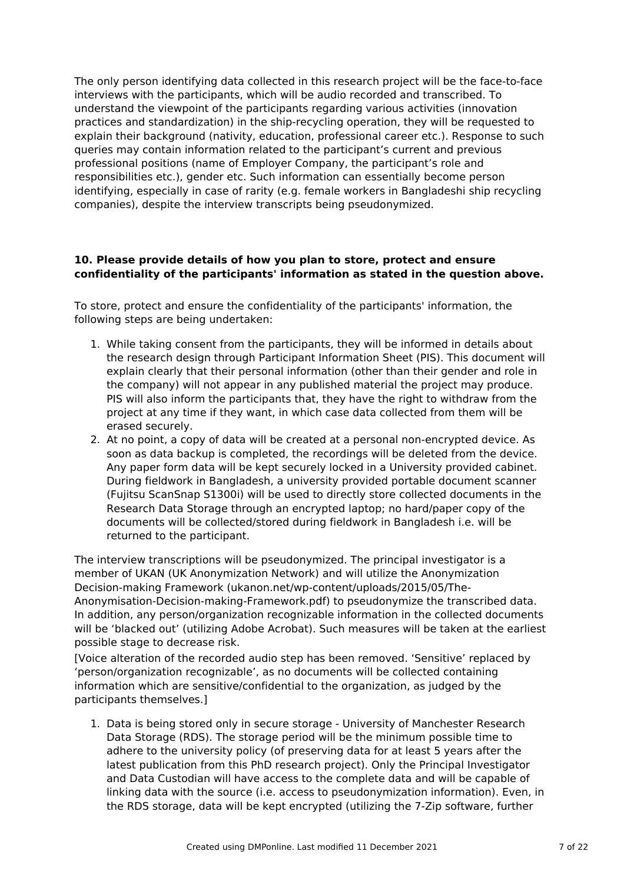The only person identifying data collected in this research project will be the face-to-face interviews with the participants, which will be audio recorded and transcribed. To understand the viewpoint of the participants regarding various activities (innovation practices and standardization) in the ship-recycling operation, they will be requested to explain their background (nativity, education, professional career etc.). Response to such queries may contain information related to the participant's current and previous professional positions (name of Employer Company, the participant's role and responsibilities etc.), gender etc. Such information can essentially become person identifying, especially in case of rarity (e.g. female workers in Bangladeshi ship recycling companies), despite the interview transcripts being pseudonymized.

**10. Please provide details of how you plan to store, protect and ensure confidentiality of the participants' information as stated in the question above.**

To store, protect and ensure the confidentiality of the participants' information, the following steps are being undertaken:

1. While taking consent from the participants, they will be informed in details about the research design through Participant Information Sheet (PIS). This document will explain clearly that their personal information (other than their gender and role in the company) will not appear in any published material the project may produce. PIS will also inform the participants that, they have the right to withdraw from the project at any time if they want, in which case data collected from them will be erased securely.
2. At no point, a copy of data will be created at a personal non-encrypted device. As soon as data backup is completed, the recordings will be deleted from the device. Any paper form data will be kept securely locked in a University provided cabinet. During fieldwork in Bangladesh, a university provided portable document scanner (Fujitsu ScanSnap S1300i) will be used to directly store collected documents in the Research Data Storage through an encrypted laptop; no hard/paper copy of the documents will be collected/stored during fieldwork in Bangladesh i.e. will be returned to the participant.

The interview transcriptions will be pseudonymized. The principal investigator is a member of UKAN (UK Anonymization Network) and will utilize the Anonymization Decision-making Framework (ukanon.net/wp-content/uploads/2015/05/The-Anonymisation-Decision-making-Framework.pdf) to pseudonymize the transcribed data. In addition, any person/organization recognizable information in the collected documents will be 'blacked out' (utilizing Adobe Acrobat). Such measures will be taken at the earliest possible stage to decrease risk.

[Voice alteration of the recorded audio step has been removed. 'Sensitive' replaced by 'person/organization recognizable', as no documents will be collected containing information which are sensitive/confidential to the organization, as judged by the participants themselves.]

1. Data is being stored only in secure storage - University of Manchester Research Data Storage (RDS). The storage period will be the minimum possible time to adhere to the university policy (of preserving data for at least 5 years after the latest publication from this PhD research project). Only the Principal Investigator and Data Custodian will have access to the complete data and will be capable of linking data with the source (i.e. access to pseudonymization information). Even, in the RDS storage, data will be kept encrypted (utilizing the 7-Zip software, further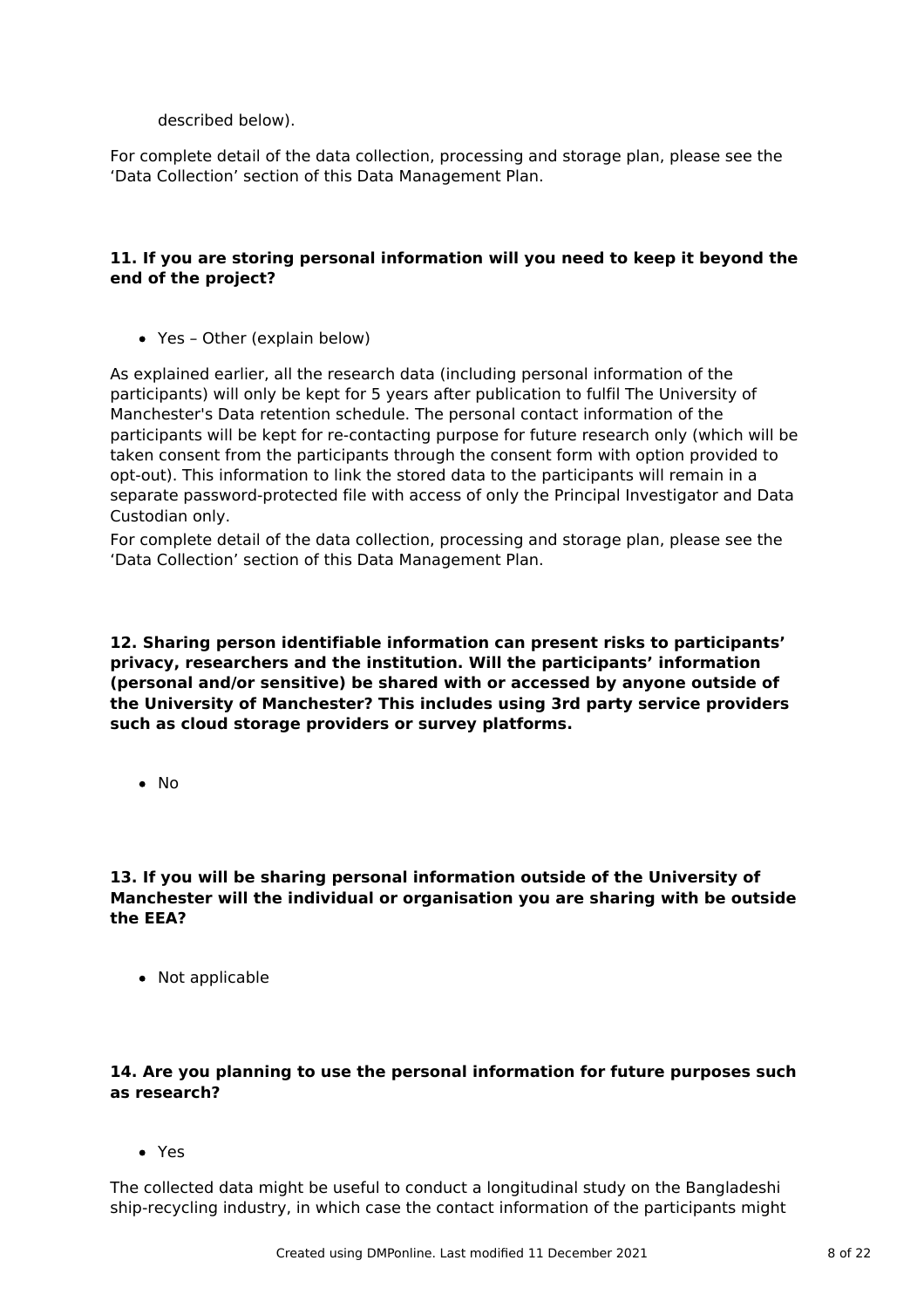described below).

For complete detail of the data collection, processing and storage plan, please see the 'Data Collection' section of this Data Management Plan.

**11. If you are storing personal information will you need to keep it beyond the end of the project?**

- Yes – Other (explain below)

As explained earlier, all the research data (including personal information of the participants) will only be kept for 5 years after publication to fulfil The University of Manchester's Data retention schedule. The personal contact information of the participants will be kept for re-contacting purpose for future research only (which will be taken consent from the participants through the consent form with option provided to opt-out). This information to link the stored data to the participants will remain in a separate password-protected file with access of only the Principal Investigator and Data Custodian only.
For complete detail of the data collection, processing and storage plan, please see the 'Data Collection' section of this Data Management Plan.

**12. Sharing person identifiable information can present risks to participants' privacy, researchers and the institution. Will the participants' information (personal and/or sensitive) be shared with or accessed by anyone outside of the University of Manchester? This includes using 3rd party service providers such as cloud storage providers or survey platforms.**

- No

**13. If you will be sharing personal information outside of the University of Manchester will the individual or organisation you are sharing with be outside the EEA?**

- Not applicable

**14. Are you planning to use the personal information for future purposes such as research?**

- Yes

The collected data might be useful to conduct a longitudinal study on the Bangladeshi ship-recycling industry, in which case the contact information of the participants might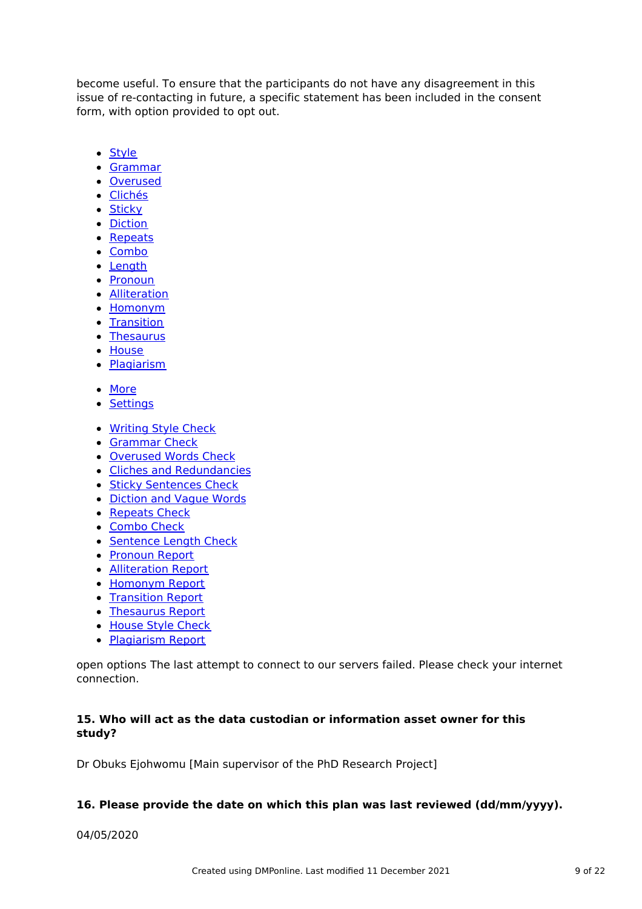become useful. To ensure that the participants do not have any disagreement in this issue of re-contacting in future, a specific statement has been included in the consent form, with option provided to opt out.

- Style
- Grammar
- Overused
- Clichés
- Sticky
- Diction
- Repeats
- Combo
- Length
- Pronoun
- Alliteration
- Homonym
- Transition
- Thesaurus
- House
- Plagiarism

- More
- Settings

- Writing Style Check
- Grammar Check
- Overused Words Check
- Cliches and Redundancies
- Sticky Sentences Check
- Diction and Vague Words
- Repeats Check
- Combo Check
- Sentence Length Check
- Pronoun Report
- Alliteration Report
- Homonym Report
- Transition Report
- Thesaurus Report
- House Style Check
- Plagiarism Report

open options The last attempt to connect to our servers failed. Please check your internet connection.

**15. Who will act as the data custodian or information asset owner for this study?**

Dr Obuks Ejohwomu [Main supervisor of the PhD Research Project]

**16. Please provide the date on which this plan was last reviewed (dd/mm/yyyy).**

04/05/2020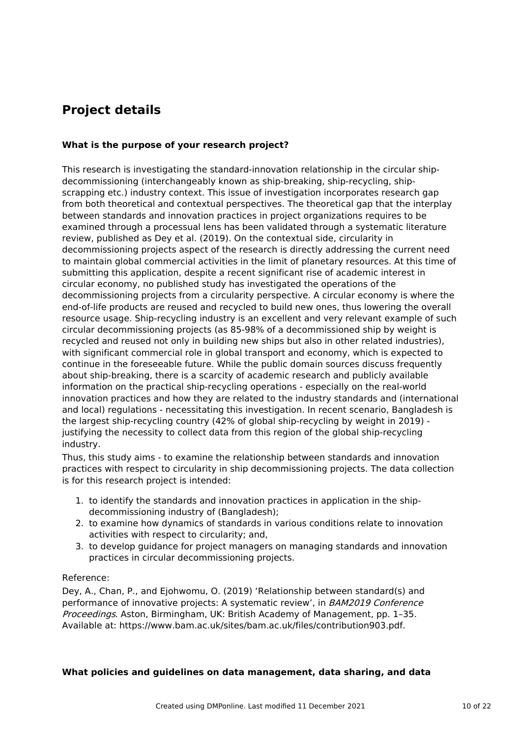## Project details

**What is the purpose of your research project?**

This research is investigating the standard-innovation relationship in the circular ship-decommissioning (interchangeably known as ship-breaking, ship-recycling, ship-scrapping etc.) industry context. This issue of investigation incorporates research gap from both theoretical and contextual perspectives. The theoretical gap that the interplay between standards and innovation practices in project organizations requires to be examined through a processual lens has been validated through a systematic literature review, published as Dey et al. (2019). On the contextual side, circularity in decommissioning projects aspect of the research is directly addressing the current need to maintain global commercial activities in the limit of planetary resources. At this time of submitting this application, despite a recent significant rise of academic interest in circular economy, no published study has investigated the operations of the decommissioning projects from a circularity perspective. A circular economy is where the end-of-life products are reused and recycled to build new ones, thus lowering the overall resource usage. Ship-recycling industry is an excellent and very relevant example of such circular decommissioning projects (as 85-98% of a decommissioned ship by weight is recycled and reused not only in building new ships but also in other related industries), with significant commercial role in global transport and economy, which is expected to continue in the foreseeable future. While the public domain sources discuss frequently about ship-breaking, there is a scarcity of academic research and publicly available information on the practical ship-recycling operations - especially on the real-world innovation practices and how they are related to the industry standards and (international and local) regulations - necessitating this investigation. In recent scenario, Bangladesh is the largest ship-recycling country (42% of global ship-recycling by weight in 2019) - justifying the necessity to collect data from this region of the global ship-recycling industry.

Thus, this study aims - to examine the relationship between standards and innovation practices with respect to circularity in ship decommissioning projects. The data collection is for this research project is intended:

1. to identify the standards and innovation practices in application in the ship-decommissioning industry of (Bangladesh);
2. to examine how dynamics of standards in various conditions relate to innovation activities with respect to circularity; and,
3. to develop guidance for project managers on managing standards and innovation practices in circular decommissioning projects.

Reference:

Dey, A., Chan, P., and Ejohwomu, O. (2019) 'Relationship between standard(s) and performance of innovative projects: A systematic review', in *BAM2019 Conference Proceedings*. Aston, Birmingham, UK: British Academy of Management, pp. 1–35. Available at: https://www.bam.ac.uk/sites/bam.ac.uk/files/contribution903.pdf.

**What policies and guidelines on data management, data sharing, and data**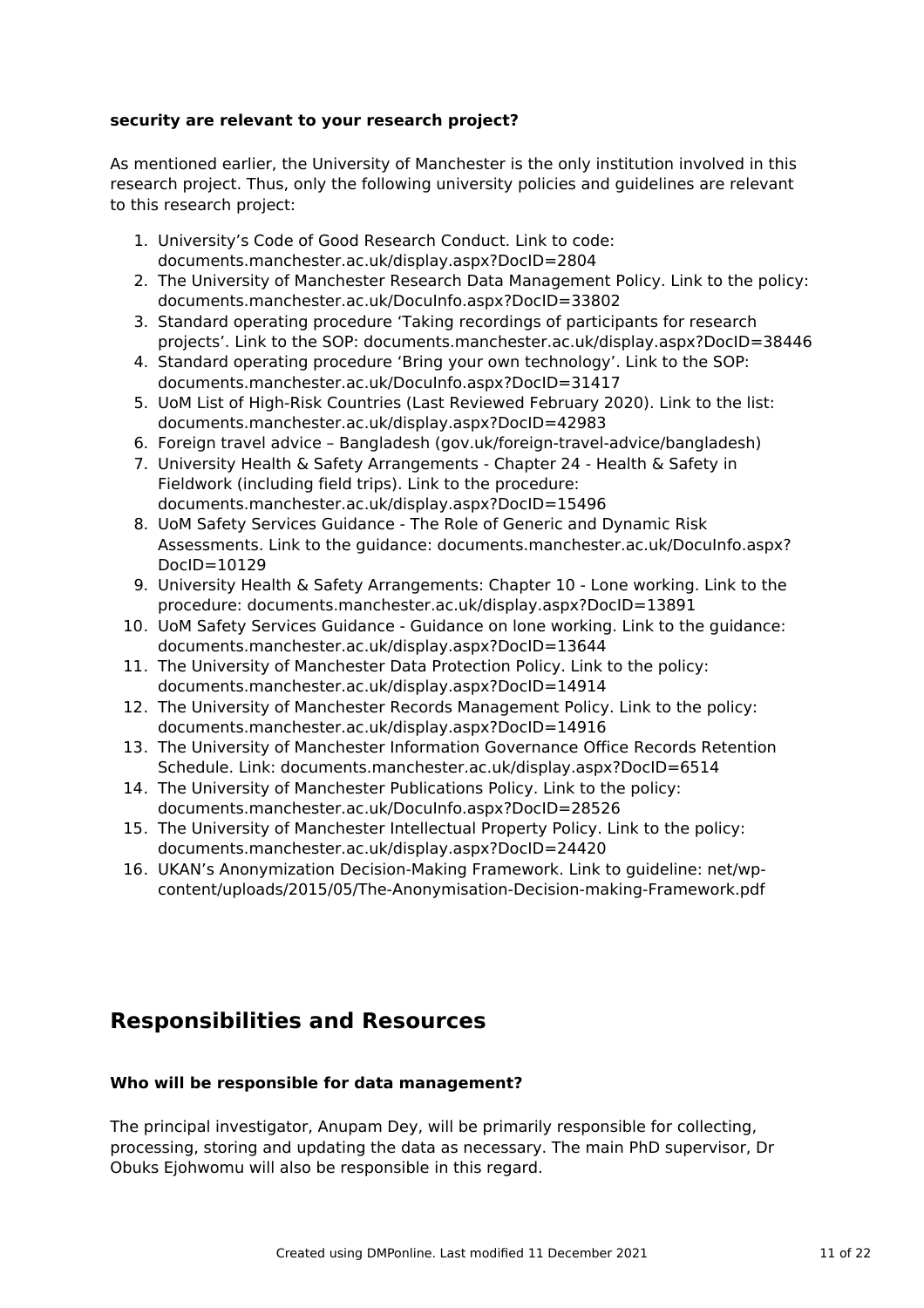**security are relevant to your research project?**

As mentioned earlier, the University of Manchester is the only institution involved in this research project. Thus, only the following university policies and guidelines are relevant to this research project:

1. University's Code of Good Research Conduct. Link to code: documents.manchester.ac.uk/display.aspx?DocID=2804
2. The University of Manchester Research Data Management Policy. Link to the policy: documents.manchester.ac.uk/DocuInfo.aspx?DocID=33802
3. Standard operating procedure 'Taking recordings of participants for research projects'. Link to the SOP: documents.manchester.ac.uk/display.aspx?DocID=38446
4. Standard operating procedure 'Bring your own technology'. Link to the SOP: documents.manchester.ac.uk/DocuInfo.aspx?DocID=31417
5. UoM List of High-Risk Countries (Last Reviewed February 2020). Link to the list: documents.manchester.ac.uk/display.aspx?DocID=42983
6. Foreign travel advice – Bangladesh (gov.uk/foreign-travel-advice/bangladesh)
7. University Health & Safety Arrangements - Chapter 24 - Health & Safety in Fieldwork (including field trips). Link to the procedure: documents.manchester.ac.uk/display.aspx?DocID=15496
8. UoM Safety Services Guidance - The Role of Generic and Dynamic Risk Assessments. Link to the guidance: documents.manchester.ac.uk/DocuInfo.aspx?DocID=10129
9. University Health & Safety Arrangements: Chapter 10 - Lone working. Link to the procedure: documents.manchester.ac.uk/display.aspx?DocID=13891
10. UoM Safety Services Guidance - Guidance on lone working. Link to the guidance: documents.manchester.ac.uk/display.aspx?DocID=13644
11. The University of Manchester Data Protection Policy. Link to the policy: documents.manchester.ac.uk/display.aspx?DocID=14914
12. The University of Manchester Records Management Policy. Link to the policy: documents.manchester.ac.uk/display.aspx?DocID=14916
13. The University of Manchester Information Governance Office Records Retention Schedule. Link: documents.manchester.ac.uk/display.aspx?DocID=6514
14. The University of Manchester Publications Policy. Link to the policy: documents.manchester.ac.uk/DocuInfo.aspx?DocID=28526
15. The University of Manchester Intellectual Property Policy. Link to the policy: documents.manchester.ac.uk/display.aspx?DocID=24420
16. UKAN's Anonymization Decision-Making Framework. Link to guideline: net/wp-content/uploads/2015/05/The-Anonymisation-Decision-making-Framework.pdf

## Responsibilities and Resources

**Who will be responsible for data management?**

The principal investigator, Anupam Dey, will be primarily responsible for collecting, processing, storing and updating the data as necessary. The main PhD supervisor, Dr Obuks Ejohwomu will also be responsible in this regard.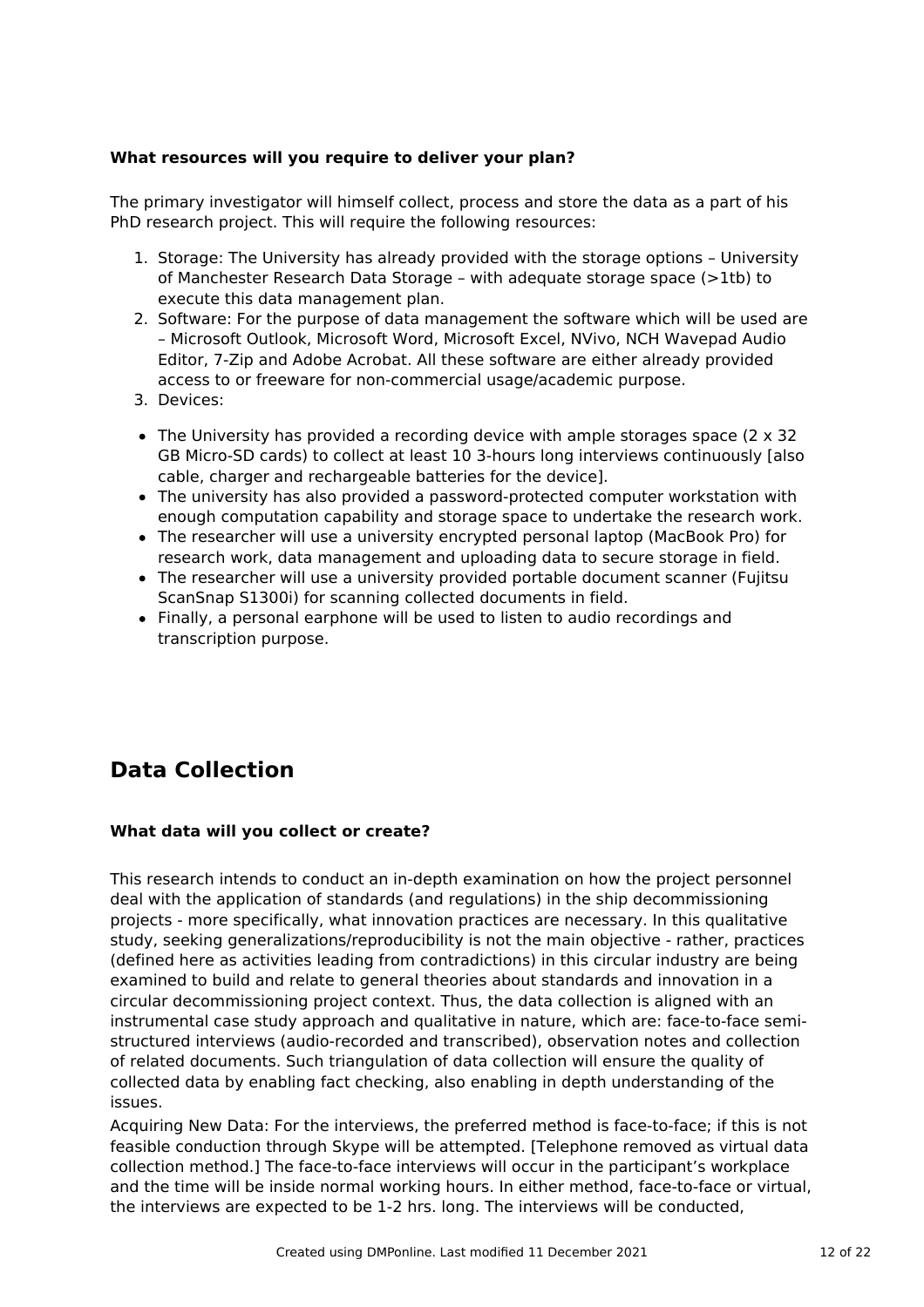**What resources will you require to deliver your plan?**

The primary investigator will himself collect, process and store the data as a part of his PhD research project. This will require the following resources:

1. Storage: The University has already provided with the storage options – University of Manchester Research Data Storage – with adequate storage space (>1tb) to execute this data management plan.
2. Software: For the purpose of data management the software which will be used are – Microsoft Outlook, Microsoft Word, Microsoft Excel, NVivo, NCH Wavepad Audio Editor, 7-Zip and Adobe Acrobat. All these software are either already provided access to or freeware for non-commercial usage/academic purpose.
3. Devices:

- The University has provided a recording device with ample storages space (2 x 32 GB Micro-SD cards) to collect at least 10 3-hours long interviews continuously [also cable, charger and rechargeable batteries for the device].
- The university has also provided a password-protected computer workstation with enough computation capability and storage space to undertake the research work.
- The researcher will use a university encrypted personal laptop (MacBook Pro) for research work, data management and uploading data to secure storage in field.
- The researcher will use a university provided portable document scanner (Fujitsu ScanSnap S1300i) for scanning collected documents in field.
- Finally, a personal earphone will be used to listen to audio recordings and transcription purpose.

## Data Collection

**What data will you collect or create?**

This research intends to conduct an in-depth examination on how the project personnel deal with the application of standards (and regulations) in the ship decommissioning projects - more specifically, what innovation practices are necessary. In this qualitative study, seeking generalizations/reproducibility is not the main objective - rather, practices (defined here as activities leading from contradictions) in this circular industry are being examined to build and relate to general theories about standards and innovation in a circular decommissioning project context. Thus, the data collection is aligned with an instrumental case study approach and qualitative in nature, which are: face-to-face semi-structured interviews (audio-recorded and transcribed), observation notes and collection of related documents. Such triangulation of data collection will ensure the quality of collected data by enabling fact checking, also enabling in depth understanding of the issues.

Acquiring New Data: For the interviews, the preferred method is face-to-face; if this is not feasible conduction through Skype will be attempted. [Telephone removed as virtual data collection method.] The face-to-face interviews will occur in the participant's workplace and the time will be inside normal working hours. In either method, face-to-face or virtual, the interviews are expected to be 1-2 hrs. long. The interviews will be conducted,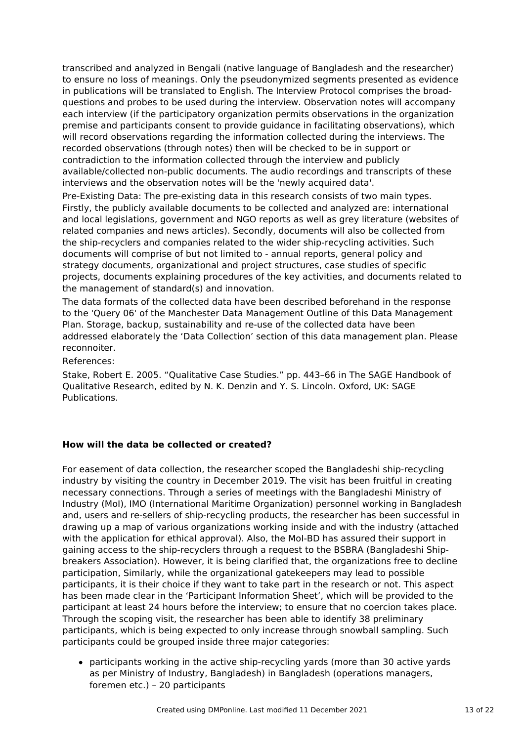transcribed and analyzed in Bengali (native language of Bangladesh and the researcher) to ensure no loss of meanings. Only the pseudonymized segments presented as evidence in publications will be translated to English. The Interview Protocol comprises the broad-questions and probes to be used during the interview. Observation notes will accompany each interview (if the participatory organization permits observations in the organization premise and participants consent to provide guidance in facilitating observations), which will record observations regarding the information collected during the interviews. The recorded observations (through notes) then will be checked to be in support or contradiction to the information collected through the interview and publicly available/collected non-public documents. The audio recordings and transcripts of these interviews and the observation notes will be the 'newly acquired data'.

Pre-Existing Data: The pre-existing data in this research consists of two main types. Firstly, the publicly available documents to be collected and analyzed are: international and local legislations, government and NGO reports as well as grey literature (websites of related companies and news articles). Secondly, documents will also be collected from the ship-recyclers and companies related to the wider ship-recycling activities. Such documents will comprise of but not limited to - annual reports, general policy and strategy documents, organizational and project structures, case studies of specific projects, documents explaining procedures of the key activities, and documents related to the management of standard(s) and innovation.

The data formats of the collected data have been described beforehand in the response to the 'Query 06' of the Manchester Data Management Outline of this Data Management Plan. Storage, backup, sustainability and re-use of the collected data have been addressed elaborately the 'Data Collection' section of this data management plan. Please reconnoiter.

References:

Stake, Robert E. 2005. "Qualitative Case Studies." pp. 443–66 in The SAGE Handbook of Qualitative Research, edited by N. K. Denzin and Y. S. Lincoln. Oxford, UK: SAGE Publications.

**How will the data be collected or created?**

For easement of data collection, the researcher scoped the Bangladeshi ship-recycling industry by visiting the country in December 2019. The visit has been fruitful in creating necessary connections. Through a series of meetings with the Bangladeshi Ministry of Industry (MoI), IMO (International Maritime Organization) personnel working in Bangladesh and, users and re-sellers of ship-recycling products, the researcher has been successful in drawing up a map of various organizations working inside and with the industry (attached with the application for ethical approval). Also, the MoI-BD has assured their support in gaining access to the ship-recyclers through a request to the BSBRA (Bangladeshi Ship-breakers Association). However, it is being clarified that, the organizations free to decline participation, Similarly, while the organizational gatekeepers may lead to possible participants, it is their choice if they want to take part in the research or not. This aspect has been made clear in the 'Participant Information Sheet', which will be provided to the participant at least 24 hours before the interview; to ensure that no coercion takes place. Through the scoping visit, the researcher has been able to identify 38 preliminary participants, which is being expected to only increase through snowball sampling. Such participants could be grouped inside three major categories:

- participants working in the active ship-recycling yards (more than 30 active yards as per Ministry of Industry, Bangladesh) in Bangladesh (operations managers, foremen etc.) – 20 participants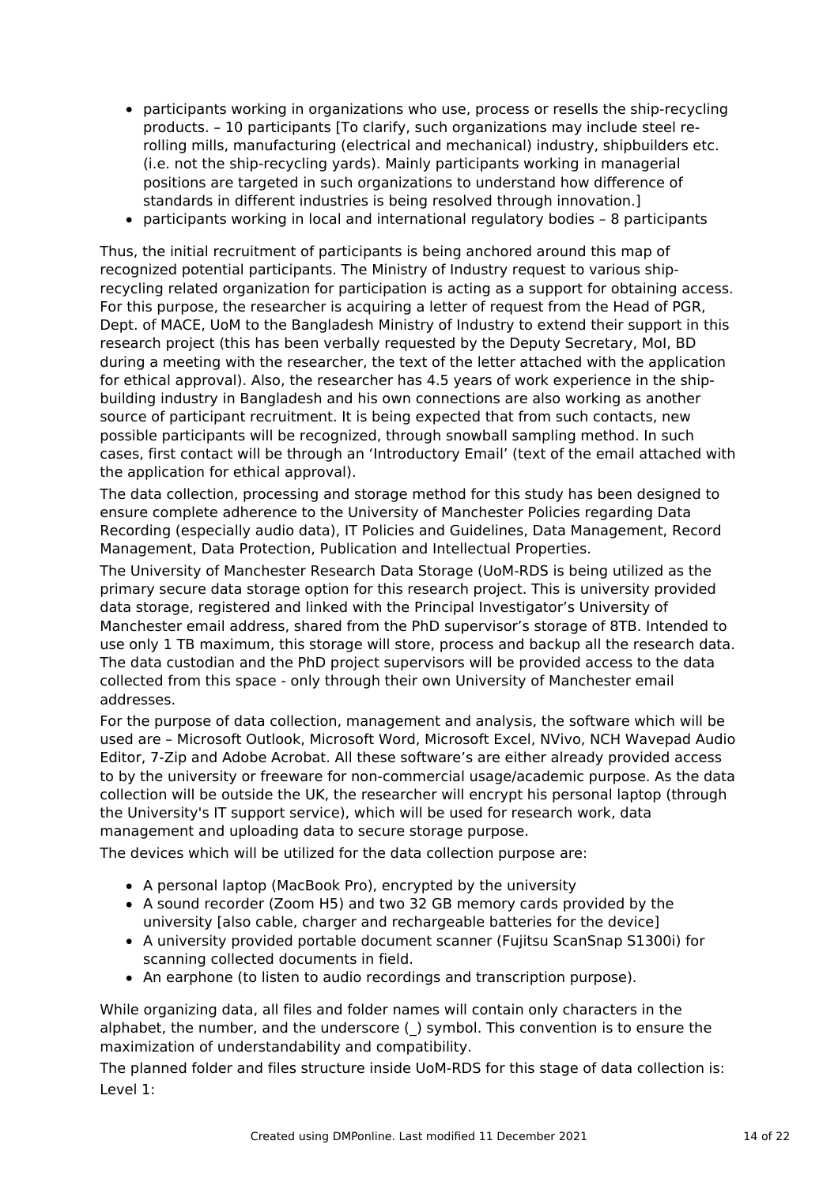- participants working in organizations who use, process or resells the ship-recycling products. – 10 participants [To clarify, such organizations may include steel re-rolling mills, manufacturing (electrical and mechanical) industry, shipbuilders etc. (i.e. not the ship-recycling yards). Mainly participants working in managerial positions are targeted in such organizations to understand how difference of standards in different industries is being resolved through innovation.]
- participants working in local and international regulatory bodies – 8 participants

Thus, the initial recruitment of participants is being anchored around this map of recognized potential participants. The Ministry of Industry request to various ship-recycling related organization for participation is acting as a support for obtaining access. For this purpose, the researcher is acquiring a letter of request from the Head of PGR, Dept. of MACE, UoM to the Bangladesh Ministry of Industry to extend their support in this research project (this has been verbally requested by the Deputy Secretary, MoI, BD during a meeting with the researcher, the text of the letter attached with the application for ethical approval). Also, the researcher has 4.5 years of work experience in the ship-building industry in Bangladesh and his own connections are also working as another source of participant recruitment. It is being expected that from such contacts, new possible participants will be recognized, through snowball sampling method. In such cases, first contact will be through an 'Introductory Email' (text of the email attached with the application for ethical approval).

The data collection, processing and storage method for this study has been designed to ensure complete adherence to the University of Manchester Policies regarding Data Recording (especially audio data), IT Policies and Guidelines, Data Management, Record Management, Data Protection, Publication and Intellectual Properties.

The University of Manchester Research Data Storage (UoM-RDS is being utilized as the primary secure data storage option for this research project. This is university provided data storage, registered and linked with the Principal Investigator's University of Manchester email address, shared from the PhD supervisor's storage of 8TB. Intended to use only 1 TB maximum, this storage will store, process and backup all the research data. The data custodian and the PhD project supervisors will be provided access to the data collected from this space - only through their own University of Manchester email addresses.

For the purpose of data collection, management and analysis, the software which will be used are – Microsoft Outlook, Microsoft Word, Microsoft Excel, NVivo, NCH Wavepad Audio Editor, 7-Zip and Adobe Acrobat. All these software's are either already provided access to by the university or freeware for non-commercial usage/academic purpose. As the data collection will be outside the UK, the researcher will encrypt his personal laptop (through the University's IT support service), which will be used for research work, data management and uploading data to secure storage purpose.

The devices which will be utilized for the data collection purpose are:

- A personal laptop (MacBook Pro), encrypted by the university
- A sound recorder (Zoom H5) and two 32 GB memory cards provided by the university [also cable, charger and rechargeable batteries for the device]
- A university provided portable document scanner (Fujitsu ScanSnap S1300i) for scanning collected documents in field.
- An earphone (to listen to audio recordings and transcription purpose).

While organizing data, all files and folder names will contain only characters in the alphabet, the number, and the underscore (_) symbol. This convention is to ensure the maximization of understandability and compatibility.

The planned folder and files structure inside UoM-RDS for this stage of data collection is:

Level 1: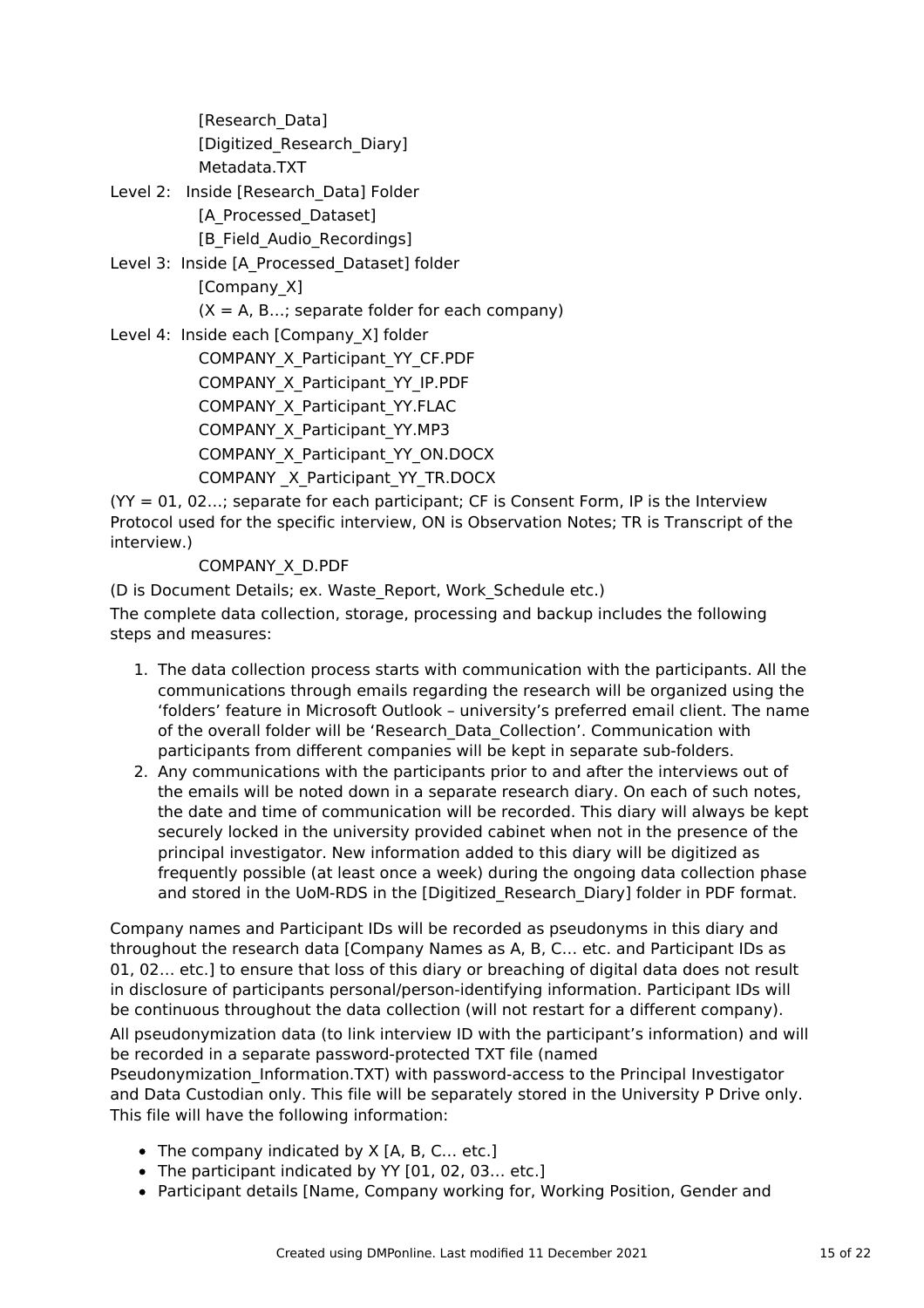[Research_Data]
[Digitized_Research_Diary]
Metadata.TXT

Level 2: Inside [Research_Data] Folder
[A_Processed_Dataset]
[B_Field_Audio_Recordings]

Level 3: Inside [A_Processed_Dataset] folder
[Company_X]
(X = A, B…; separate folder for each company)

Level 4: Inside each [Company_X] folder
COMPANY_X_Participant_YY_CF.PDF
COMPANY_X_Participant_YY_IP.PDF
COMPANY_X_Participant_YY.FLAC
COMPANY_X_Participant_YY.MP3
COMPANY_X_Participant_YY_ON.DOCX
COMPANY _X_Participant_YY_TR.DOCX

(YY = 01, 02…; separate for each participant; CF is Consent Form, IP is the Interview Protocol used for the specific interview, ON is Observation Notes; TR is Transcript of the interview.)

COMPANY_X_D.PDF

(D is Document Details; ex. Waste_Report, Work_Schedule etc.)

The complete data collection, storage, processing and backup includes the following steps and measures:

1. The data collection process starts with communication with the participants. All the communications through emails regarding the research will be organized using the 'folders' feature in Microsoft Outlook – university's preferred email client. The name of the overall folder will be 'Research_Data_Collection'. Communication with participants from different companies will be kept in separate sub-folders.
2. Any communications with the participants prior to and after the interviews out of the emails will be noted down in a separate research diary. On each of such notes, the date and time of communication will be recorded. This diary will always be kept securely locked in the university provided cabinet when not in the presence of the principal investigator. New information added to this diary will be digitized as frequently possible (at least once a week) during the ongoing data collection phase and stored in the UoM-RDS in the [Digitized_Research_Diary] folder in PDF format.

Company names and Participant IDs will be recorded as pseudonyms in this diary and throughout the research data [Company Names as A, B, C… etc. and Participant IDs as 01, 02… etc.] to ensure that loss of this diary or breaching of digital data does not result in disclosure of participants personal/person-identifying information. Participant IDs will be continuous throughout the data collection (will not restart for a different company).

All pseudonymization data (to link interview ID with the participant's information) and will be recorded in a separate password-protected TXT file (named Pseudonymization_Information.TXT) with password-access to the Principal Investigator and Data Custodian only. This file will be separately stored in the University P Drive only. This file will have the following information:

- The company indicated by X [A, B, C… etc.]
- The participant indicated by YY [01, 02, 03… etc.]
- Participant details [Name, Company working for, Working Position, Gender and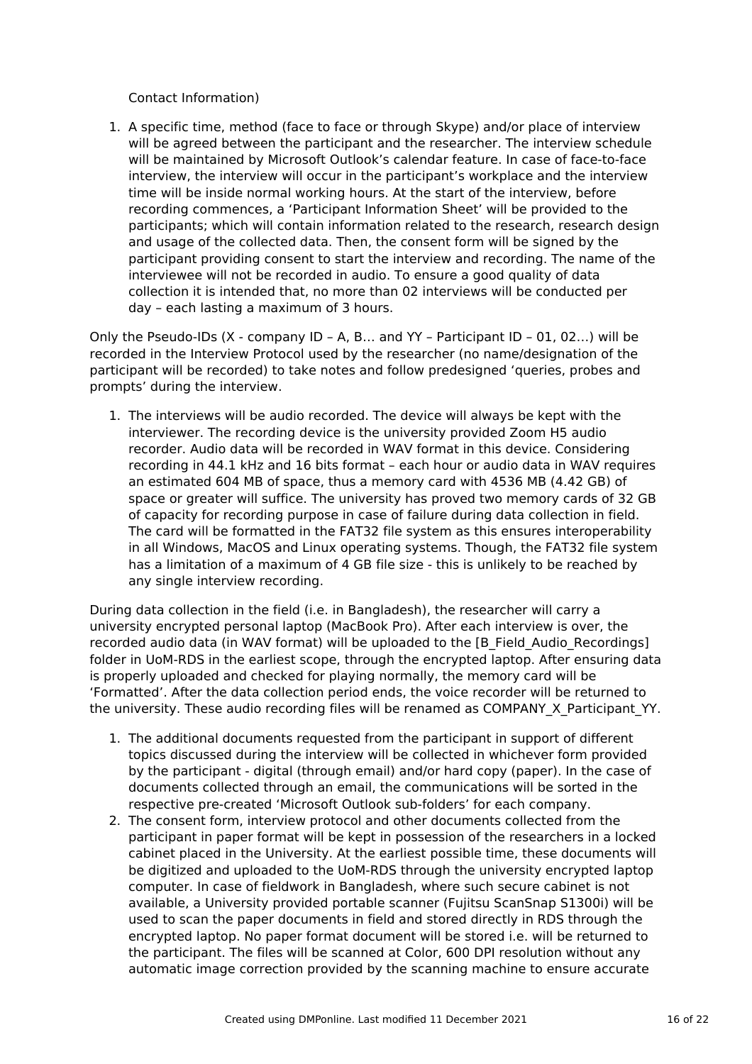Contact Information)

1. A specific time, method (face to face or through Skype) and/or place of interview will be agreed between the participant and the researcher. The interview schedule will be maintained by Microsoft Outlook's calendar feature. In case of face-to-face interview, the interview will occur in the participant's workplace and the interview time will be inside normal working hours. At the start of the interview, before recording commences, a 'Participant Information Sheet' will be provided to the participants; which will contain information related to the research, research design and usage of the collected data. Then, the consent form will be signed by the participant providing consent to start the interview and recording. The name of the interviewee will not be recorded in audio. To ensure a good quality of data collection it is intended that, no more than 02 interviews will be conducted per day – each lasting a maximum of 3 hours.

Only the Pseudo-IDs (X - company ID – A, B… and YY – Participant ID – 01, 02…) will be recorded in the Interview Protocol used by the researcher (no name/designation of the participant will be recorded) to take notes and follow predesigned 'queries, probes and prompts' during the interview.

1. The interviews will be audio recorded. The device will always be kept with the interviewer. The recording device is the university provided Zoom H5 audio recorder. Audio data will be recorded in WAV format in this device. Considering recording in 44.1 kHz and 16 bits format – each hour or audio data in WAV requires an estimated 604 MB of space, thus a memory card with 4536 MB (4.42 GB) of space or greater will suffice. The university has proved two memory cards of 32 GB of capacity for recording purpose in case of failure during data collection in field. The card will be formatted in the FAT32 file system as this ensures interoperability in all Windows, MacOS and Linux operating systems. Though, the FAT32 file system has a limitation of a maximum of 4 GB file size - this is unlikely to be reached by any single interview recording.

During data collection in the field (i.e. in Bangladesh), the researcher will carry a university encrypted personal laptop (MacBook Pro). After each interview is over, the recorded audio data (in WAV format) will be uploaded to the [B_Field_Audio_Recordings] folder in UoM-RDS in the earliest scope, through the encrypted laptop. After ensuring data is properly uploaded and checked for playing normally, the memory card will be 'Formatted'. After the data collection period ends, the voice recorder will be returned to the university. These audio recording files will be renamed as COMPANY_X_Participant_YY.

1. The additional documents requested from the participant in support of different topics discussed during the interview will be collected in whichever form provided by the participant - digital (through email) and/or hard copy (paper). In the case of documents collected through an email, the communications will be sorted in the respective pre-created 'Microsoft Outlook sub-folders' for each company.
2. The consent form, interview protocol and other documents collected from the participant in paper format will be kept in possession of the researchers in a locked cabinet placed in the University. At the earliest possible time, these documents will be digitized and uploaded to the UoM-RDS through the university encrypted laptop computer. In case of fieldwork in Bangladesh, where such secure cabinet is not available, a University provided portable scanner (Fujitsu ScanSnap S1300i) will be used to scan the paper documents in field and stored directly in RDS through the encrypted laptop. No paper format document will be stored i.e. will be returned to the participant. The files will be scanned at Color, 600 DPI resolution without any automatic image correction provided by the scanning machine to ensure accurate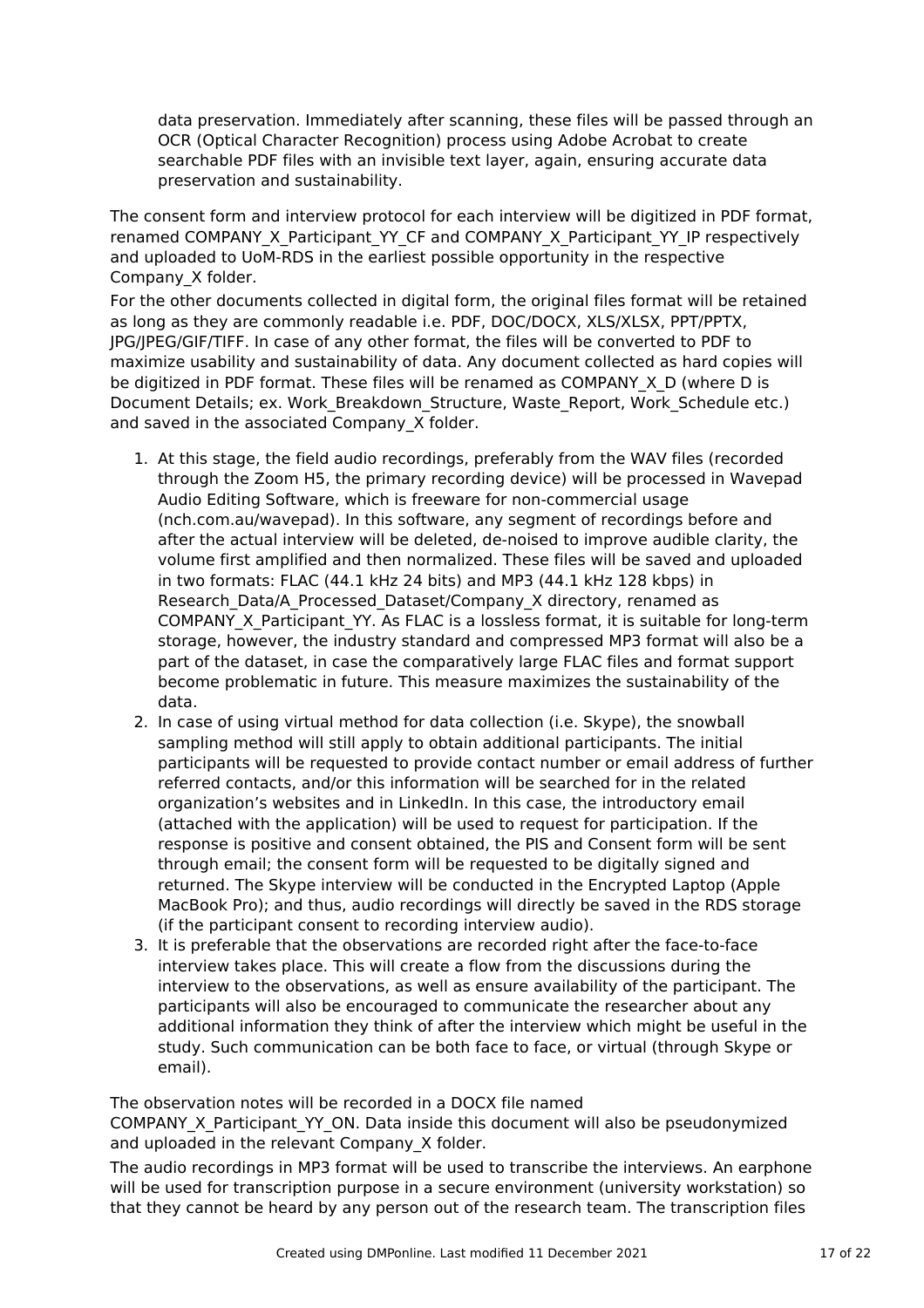data preservation. Immediately after scanning, these files will be passed through an OCR (Optical Character Recognition) process using Adobe Acrobat to create searchable PDF files with an invisible text layer, again, ensuring accurate data preservation and sustainability.

The consent form and interview protocol for each interview will be digitized in PDF format, renamed COMPANY_X_Participant_YY_CF and COMPANY_X_Participant_YY_IP respectively and uploaded to UoM-RDS in the earliest possible opportunity in the respective Company_X folder.

For the other documents collected in digital form, the original files format will be retained as long as they are commonly readable i.e. PDF, DOC/DOCX, XLS/XLSX, PPT/PPTX, JPG/JPEG/GIF/TIFF. In case of any other format, the files will be converted to PDF to maximize usability and sustainability of data. Any document collected as hard copies will be digitized in PDF format. These files will be renamed as COMPANY_X_D (where D is Document Details; ex. Work_Breakdown_Structure, Waste_Report, Work_Schedule etc.) and saved in the associated Company_X folder.

1. At this stage, the field audio recordings, preferably from the WAV files (recorded through the Zoom H5, the primary recording device) will be processed in Wavepad Audio Editing Software, which is freeware for non-commercial usage (nch.com.au/wavepad). In this software, any segment of recordings before and after the actual interview will be deleted, de-noised to improve audible clarity, the volume first amplified and then normalized. These files will be saved and uploaded in two formats: FLAC (44.1 kHz 24 bits) and MP3 (44.1 kHz 128 kbps) in Research_Data/A_Processed_Dataset/Company_X directory, renamed as COMPANY_X_Participant_YY. As FLAC is a lossless format, it is suitable for long-term storage, however, the industry standard and compressed MP3 format will also be a part of the dataset, in case the comparatively large FLAC files and format support become problematic in future. This measure maximizes the sustainability of the data.
2. In case of using virtual method for data collection (i.e. Skype), the snowball sampling method will still apply to obtain additional participants. The initial participants will be requested to provide contact number or email address of further referred contacts, and/or this information will be searched for in the related organization's websites and in LinkedIn. In this case, the introductory email (attached with the application) will be used to request for participation. If the response is positive and consent obtained, the PIS and Consent form will be sent through email; the consent form will be requested to be digitally signed and returned. The Skype interview will be conducted in the Encrypted Laptop (Apple MacBook Pro); and thus, audio recordings will directly be saved in the RDS storage (if the participant consent to recording interview audio).
3. It is preferable that the observations are recorded right after the face-to-face interview takes place. This will create a flow from the discussions during the interview to the observations, as well as ensure availability of the participant. The participants will also be encouraged to communicate the researcher about any additional information they think of after the interview which might be useful in the study. Such communication can be both face to face, or virtual (through Skype or email).

The observation notes will be recorded in a DOCX file named COMPANY_X_Participant_YY_ON. Data inside this document will also be pseudonymized and uploaded in the relevant Company_X folder.

The audio recordings in MP3 format will be used to transcribe the interviews. An earphone will be used for transcription purpose in a secure environment (university workstation) so that they cannot be heard by any person out of the research team. The transcription files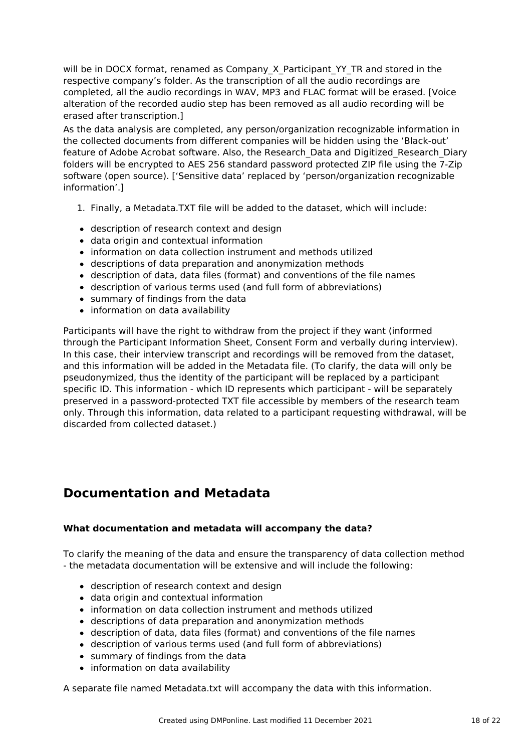will be in DOCX format, renamed as Company_X_Participant_YY_TR and stored in the respective company's folder. As the transcription of all the audio recordings are completed, all the audio recordings in WAV, MP3 and FLAC format will be erased. [Voice alteration of the recorded audio step has been removed as all audio recording will be erased after transcription.]

As the data analysis are completed, any person/organization recognizable information in the collected documents from different companies will be hidden using the 'Black-out' feature of Adobe Acrobat software. Also, the Research_Data and Digitized_Research_Diary folders will be encrypted to AES 256 standard password protected ZIP file using the 7-Zip software (open source). ['Sensitive data' replaced by 'person/organization recognizable information'.]

1. Finally, a Metadata.TXT file will be added to the dataset, which will include:

- description of research context and design
- data origin and contextual information
- information on data collection instrument and methods utilized
- descriptions of data preparation and anonymization methods
- description of data, data files (format) and conventions of the file names
- description of various terms used (and full form of abbreviations)
- summary of findings from the data
- information on data availability

Participants will have the right to withdraw from the project if they want (informed through the Participant Information Sheet, Consent Form and verbally during interview). In this case, their interview transcript and recordings will be removed from the dataset, and this information will be added in the Metadata file. (To clarify, the data will only be pseudonymized, thus the identity of the participant will be replaced by a participant specific ID. This information - which ID represents which participant - will be separately preserved in a password-protected TXT file accessible by members of the research team only. Through this information, data related to a participant requesting withdrawal, will be discarded from collected dataset.)

## Documentation and Metadata

**What documentation and metadata will accompany the data?**

To clarify the meaning of the data and ensure the transparency of data collection method - the metadata documentation will be extensive and will include the following:

- description of research context and design
- data origin and contextual information
- information on data collection instrument and methods utilized
- descriptions of data preparation and anonymization methods
- description of data, data files (format) and conventions of the file names
- description of various terms used (and full form of abbreviations)
- summary of findings from the data
- information on data availability

A separate file named Metadata.txt will accompany the data with this information.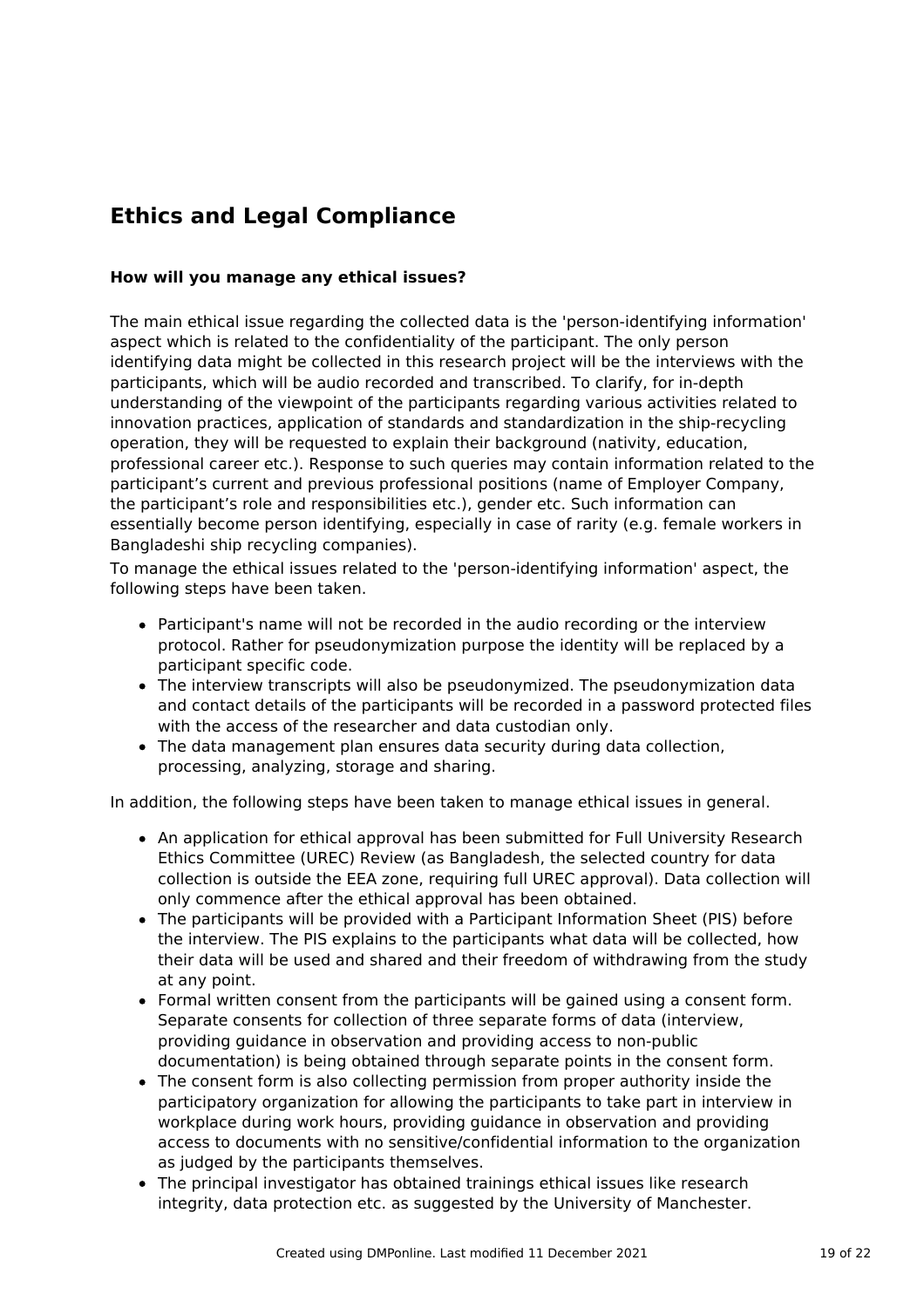## Ethics and Legal Compliance

### How will you manage any ethical issues?

The main ethical issue regarding the collected data is the 'person-identifying information' aspect which is related to the confidentiality of the participant. The only person identifying data might be collected in this research project will be the interviews with the participants, which will be audio recorded and transcribed. To clarify, for in-depth understanding of the viewpoint of the participants regarding various activities related to innovation practices, application of standards and standardization in the ship-recycling operation, they will be requested to explain their background (nativity, education, professional career etc.). Response to such queries may contain information related to the participant's current and previous professional positions (name of Employer Company, the participant's role and responsibilities etc.), gender etc. Such information can essentially become person identifying, especially in case of rarity (e.g. female workers in Bangladeshi ship recycling companies).

To manage the ethical issues related to the 'person-identifying information' aspect, the following steps have been taken.

- Participant's name will not be recorded in the audio recording or the interview protocol. Rather for pseudonymization purpose the identity will be replaced by a participant specific code.
- The interview transcripts will also be pseudonymized. The pseudonymization data and contact details of the participants will be recorded in a password protected files with the access of the researcher and data custodian only.
- The data management plan ensures data security during data collection, processing, analyzing, storage and sharing.

In addition, the following steps have been taken to manage ethical issues in general.

- An application for ethical approval has been submitted for Full University Research Ethics Committee (UREC) Review (as Bangladesh, the selected country for data collection is outside the EEA zone, requiring full UREC approval). Data collection will only commence after the ethical approval has been obtained.
- The participants will be provided with a Participant Information Sheet (PIS) before the interview. The PIS explains to the participants what data will be collected, how their data will be used and shared and their freedom of withdrawing from the study at any point.
- Formal written consent from the participants will be gained using a consent form. Separate consents for collection of three separate forms of data (interview, providing guidance in observation and providing access to non-public documentation) is being obtained through separate points in the consent form.
- The consent form is also collecting permission from proper authority inside the participatory organization for allowing the participants to take part in interview in workplace during work hours, providing guidance in observation and providing access to documents with no sensitive/confidential information to the organization as judged by the participants themselves.
- The principal investigator has obtained trainings ethical issues like research integrity, data protection etc. as suggested by the University of Manchester.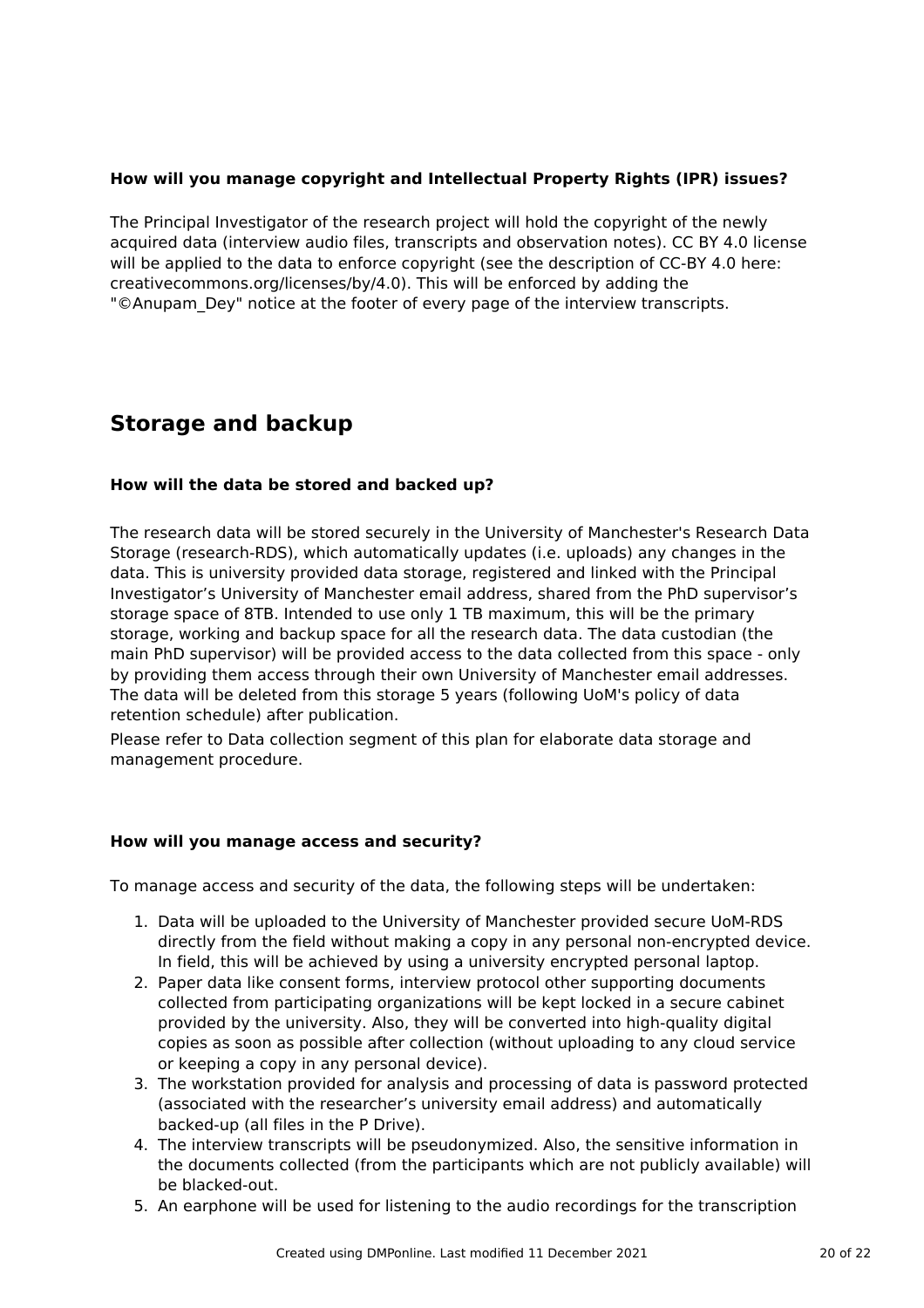### How will you manage copyright and Intellectual Property Rights (IPR) issues?

The Principal Investigator of the research project will hold the copyright of the newly acquired data (interview audio files, transcripts and observation notes). CC BY 4.0 license will be applied to the data to enforce copyright (see the description of CC-BY 4.0 here: creativecommons.org/licenses/by/4.0). This will be enforced by adding the "©Anupam_Dey" notice at the footer of every page of the interview transcripts.

## Storage and backup

### How will the data be stored and backed up?

The research data will be stored securely in the University of Manchester's Research Data Storage (research-RDS), which automatically updates (i.e. uploads) any changes in the data. This is university provided data storage, registered and linked with the Principal Investigator's University of Manchester email address, shared from the PhD supervisor's storage space of 8TB. Intended to use only 1 TB maximum, this will be the primary storage, working and backup space for all the research data. The data custodian (the main PhD supervisor) will be provided access to the data collected from this space - only by providing them access through their own University of Manchester email addresses. The data will be deleted from this storage 5 years (following UoM's policy of data retention schedule) after publication.

Please refer to Data collection segment of this plan for elaborate data storage and management procedure.

### How will you manage access and security?

To manage access and security of the data, the following steps will be undertaken:

1. Data will be uploaded to the University of Manchester provided secure UoM-RDS directly from the field without making a copy in any personal non-encrypted device. In field, this will be achieved by using a university encrypted personal laptop.
2. Paper data like consent forms, interview protocol other supporting documents collected from participating organizations will be kept locked in a secure cabinet provided by the university. Also, they will be converted into high-quality digital copies as soon as possible after collection (without uploading to any cloud service or keeping a copy in any personal device).
3. The workstation provided for analysis and processing of data is password protected (associated with the researcher's university email address) and automatically backed-up (all files in the P Drive).
4. The interview transcripts will be pseudonymized. Also, the sensitive information in the documents collected (from the participants which are not publicly available) will be blacked-out.
5. An earphone will be used for listening to the audio recordings for the transcription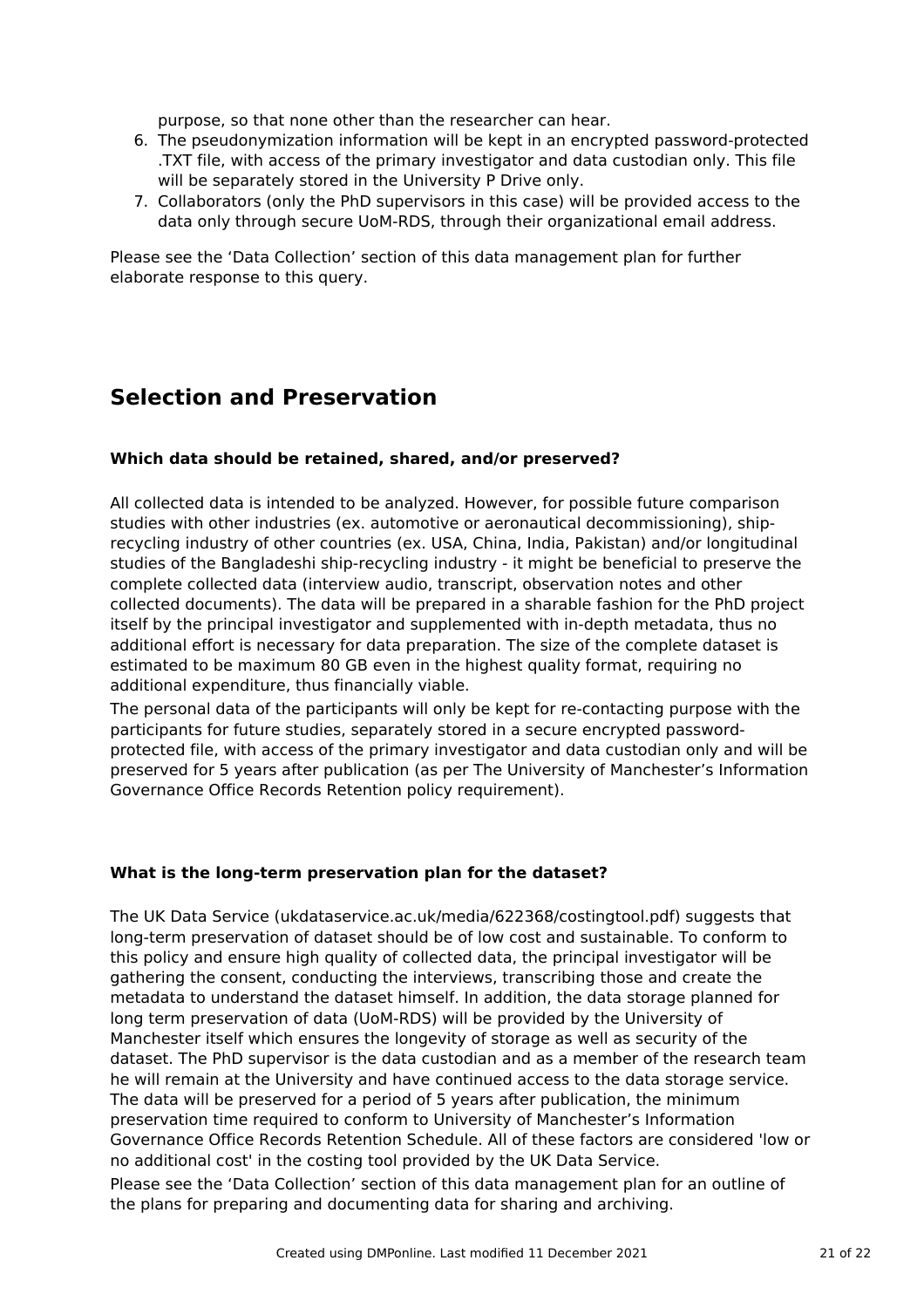purpose, so that none other than the researcher can hear.

6. The pseudonymization information will be kept in an encrypted password-protected .TXT file, with access of the primary investigator and data custodian only. This file will be separately stored in the University P Drive only.
7. Collaborators (only the PhD supervisors in this case) will be provided access to the data only through secure UoM-RDS, through their organizational email address.

Please see the 'Data Collection' section of this data management plan for further elaborate response to this query.

## Selection and Preservation

**Which data should be retained, shared, and/or preserved?**

All collected data is intended to be analyzed. However, for possible future comparison studies with other industries (ex. automotive or aeronautical decommissioning), ship-recycling industry of other countries (ex. USA, China, India, Pakistan) and/or longitudinal studies of the Bangladeshi ship-recycling industry - it might be beneficial to preserve the complete collected data (interview audio, transcript, observation notes and other collected documents). The data will be prepared in a sharable fashion for the PhD project itself by the principal investigator and supplemented with in-depth metadata, thus no additional effort is necessary for data preparation. The size of the complete dataset is estimated to be maximum 80 GB even in the highest quality format, requiring no additional expenditure, thus financially viable.

The personal data of the participants will only be kept for re-contacting purpose with the participants for future studies, separately stored in a secure encrypted password-protected file, with access of the primary investigator and data custodian only and will be preserved for 5 years after publication (as per The University of Manchester's Information Governance Office Records Retention policy requirement).

**What is the long-term preservation plan for the dataset?**

The UK Data Service (ukdataservice.ac.uk/media/622368/costingtool.pdf) suggests that long-term preservation of dataset should be of low cost and sustainable. To conform to this policy and ensure high quality of collected data, the principal investigator will be gathering the consent, conducting the interviews, transcribing those and create the metadata to understand the dataset himself. In addition, the data storage planned for long term preservation of data (UoM-RDS) will be provided by the University of Manchester itself which ensures the longevity of storage as well as security of the dataset. The PhD supervisor is the data custodian and as a member of the research team he will remain at the University and have continued access to the data storage service. The data will be preserved for a period of 5 years after publication, the minimum preservation time required to conform to University of Manchester's Information Governance Office Records Retention Schedule. All of these factors are considered 'low or no additional cost' in the costing tool provided by the UK Data Service.

Please see the 'Data Collection' section of this data management plan for an outline of the plans for preparing and documenting data for sharing and archiving.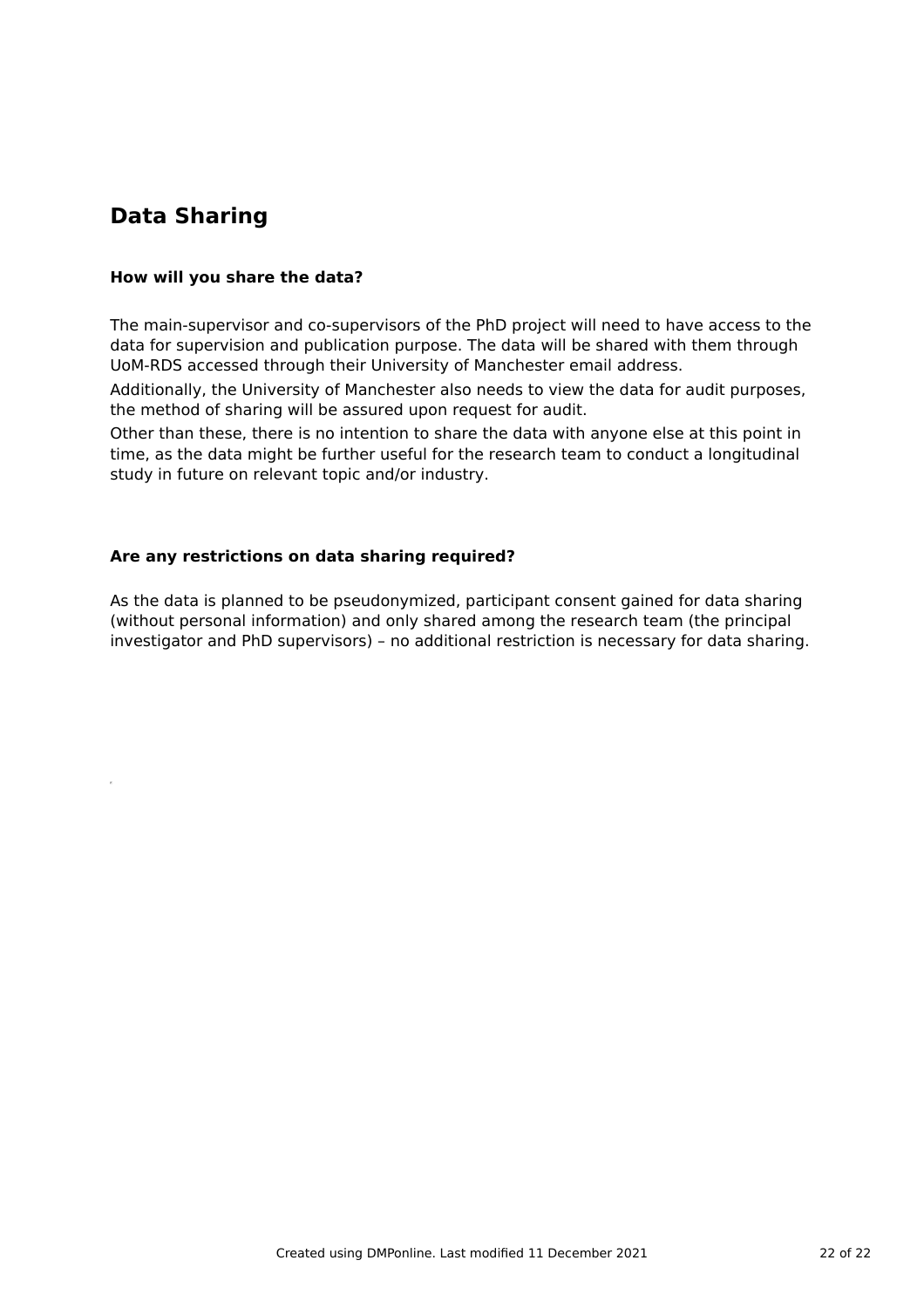## Data Sharing

### How will you share the data?

The main-supervisor and co-supervisors of the PhD project will need to have access to the data for supervision and publication purpose. The data will be shared with them through UoM-RDS accessed through their University of Manchester email address.

Additionally, the University of Manchester also needs to view the data for audit purposes, the method of sharing will be assured upon request for audit.

Other than these, there is no intention to share the data with anyone else at this point in time, as the data might be further useful for the research team to conduct a longitudinal study in future on relevant topic and/or industry.

### Are any restrictions on data sharing required?

As the data is planned to be pseudonymized, participant consent gained for data sharing (without personal information) and only shared among the research team (the principal investigator and PhD supervisors) – no additional restriction is necessary for data sharing.

Created using DMPonline. Last modified 11 December 2021